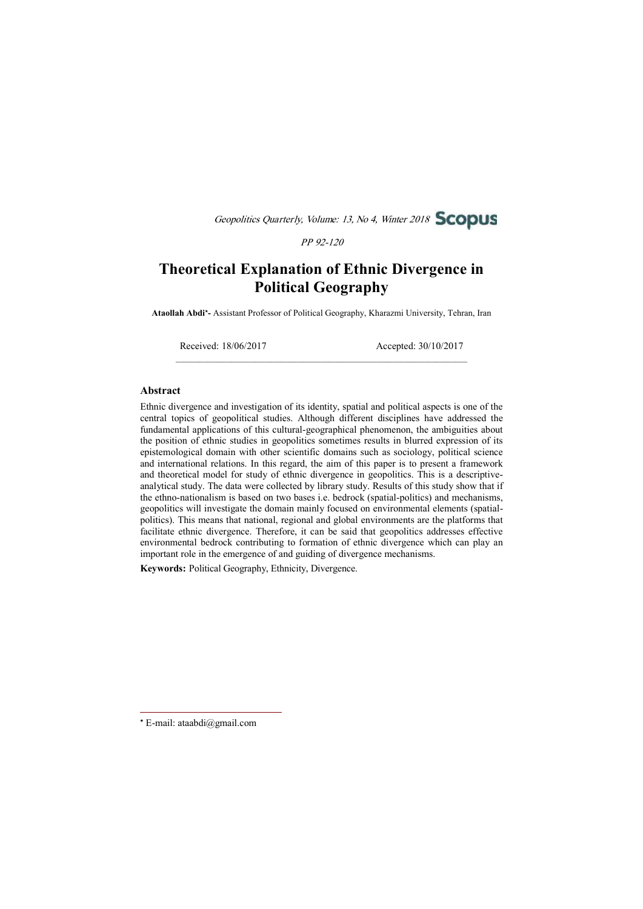# Theoretical Explanation of Ethnic Divergence in Political Geography

**Ataollah Abdi*-** Assistant Professor of Political Geography, Kharazmi University, Tehran, Iran

Received: 18/06/2017 Accepted: 30/10/2017

## Abstract

Ethnic divergence and investigation of its identity, spatial and political aspects is one of the central topics of geopolitical studies. Although different disciplines have addressed the fundamental applications of this cultural-geographical phenomenon, the ambiguities about the position of ethnic studies in geopolitics sometimes results in blurred expression of its epistemological domain with other scientific domains such as sociology, political science and international relations. In this regard, the aim of this paper is to present a framework and theoretical model for study of ethnic divergence in geopolitics. This is a descriptive-analytical study. The data were collected by library study. Results of this study show that if the ethno-nationalism is based on two bases i.e. bedrock (spatial-politics) and mechanisms, geopolitics will investigate the domain mainly focused on environmental elements (spatial-politics). This means that national, regional and global environments are the platforms that facilitate ethnic divergence. Therefore, it can be said that geopolitics addresses effective environmental bedrock contributing to formation of ethnic divergence which can play an important role in the emergence of and guiding of divergence mechanisms.

**Keywords:** Political Geography, Ethnicity, Divergence.

---

* E-mail: ataabdi@gmail.com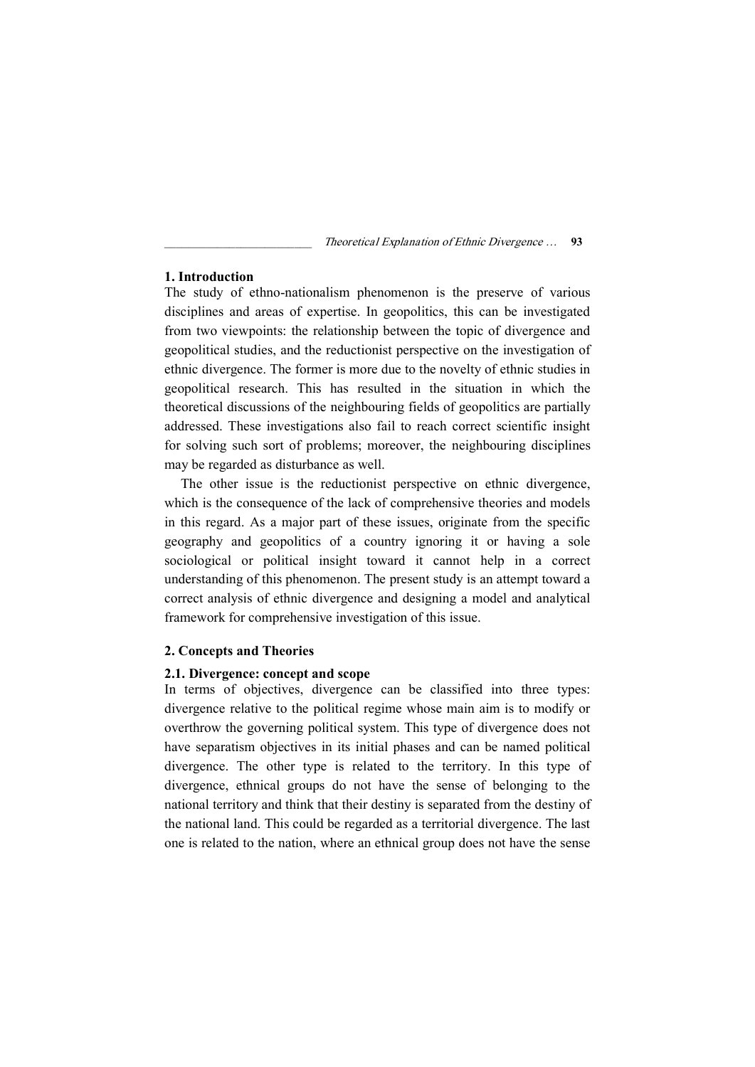## 1. Introduction

The study of ethno-nationalism phenomenon is the preserve of various disciplines and areas of expertise. In geopolitics, this can be investigated from two viewpoints: the relationship between the topic of divergence and geopolitical studies, and the reductionist perspective on the investigation of ethnic divergence. The former is more due to the novelty of ethnic studies in geopolitical research. This has resulted in the situation in which the theoretical discussions of the neighbouring fields of geopolitics are partially addressed. These investigations also fail to reach correct scientific insight for solving such sort of problems; moreover, the neighbouring disciplines may be regarded as disturbance as well.

The other issue is the reductionist perspective on ethnic divergence, which is the consequence of the lack of comprehensive theories and models in this regard. As a major part of these issues, originate from the specific geography and geopolitics of a country ignoring it or having a sole sociological or political insight toward it cannot help in a correct understanding of this phenomenon. The present study is an attempt toward a correct analysis of ethnic divergence and designing a model and analytical framework for comprehensive investigation of this issue.

## 2. Concepts and Theories

### 2.1. Divergence: concept and scope

In terms of objectives, divergence can be classified into three types: divergence relative to the political regime whose main aim is to modify or overthrow the governing political system. This type of divergence does not have separatism objectives in its initial phases and can be named political divergence. The other type is related to the territory. In this type of divergence, ethnical groups do not have the sense of belonging to the national territory and think that their destiny is separated from the destiny of the national land. This could be regarded as a territorial divergence. The last one is related to the nation, where an ethnical group does not have the sense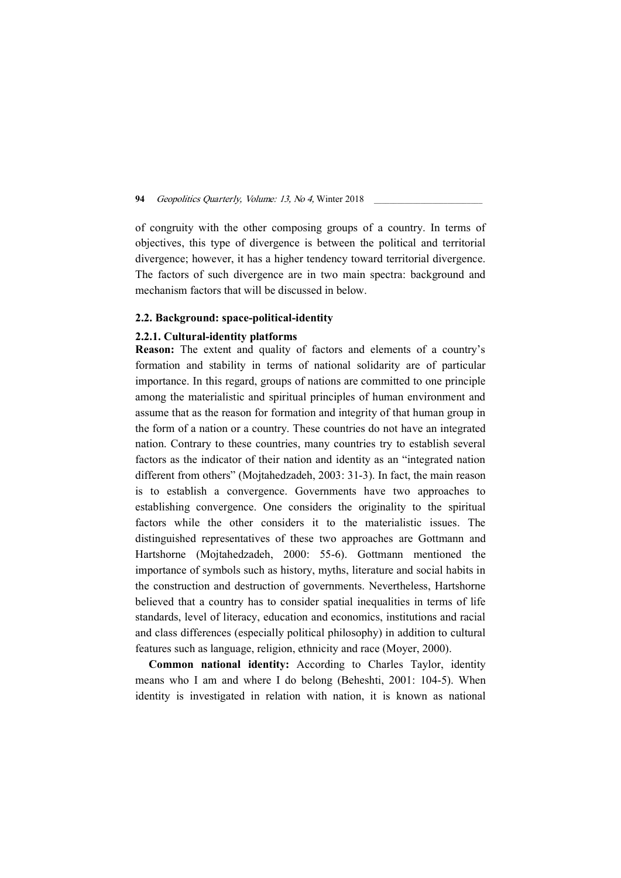of congruity with the other composing groups of a country. In terms of objectives, this type of divergence is between the political and territorial divergence; however, it has a higher tendency toward territorial divergence. The factors of such divergence are in two main spectra: background and mechanism factors that will be discussed in below.

### 2.2. Background: space-political-identity

#### 2.2.1. Cultural-identity platforms

**Reason:** The extent and quality of factors and elements of a country's formation and stability in terms of national solidarity are of particular importance. In this regard, groups of nations are committed to one principle among the materialistic and spiritual principles of human environment and assume that as the reason for formation and integrity of that human group in the form of a nation or a country. These countries do not have an integrated nation. Contrary to these countries, many countries try to establish several factors as the indicator of their nation and identity as an "integrated nation different from others" (Mojtahedzadeh, 2003: 31-3). In fact, the main reason is to establish a convergence. Governments have two approaches to establishing convergence. One considers the originality to the spiritual factors while the other considers it to the materialistic issues. The distinguished representatives of these two approaches are Gottmann and Hartshorne (Mojtahedzadeh, 2000: 55-6). Gottmann mentioned the importance of symbols such as history, myths, literature and social habits in the construction and destruction of governments. Nevertheless, Hartshorne believed that a country has to consider spatial inequalities in terms of life standards, level of literacy, education and economics, institutions and racial and class differences (especially political philosophy) in addition to cultural features such as language, religion, ethnicity and race (Moyer, 2000).

**Common national identity:** According to Charles Taylor, identity means who I am and where I do belong (Beheshti, 2001: 104-5). When identity is investigated in relation with nation, it is known as national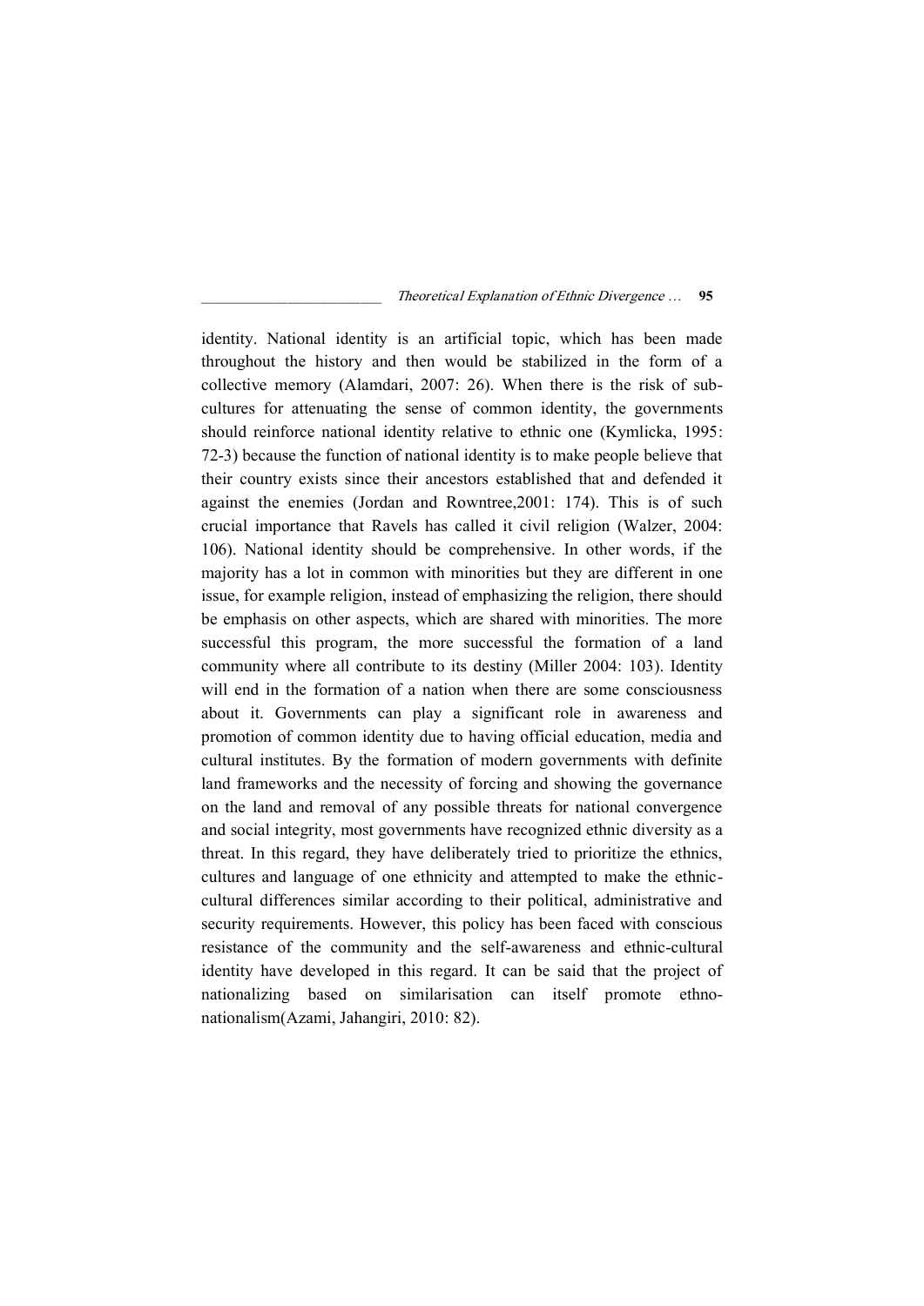identity. National identity is an artificial topic, which has been made throughout the history and then would be stabilized in the form of a collective memory (Alamdari, 2007: 26). When there is the risk of sub-cultures for attenuating the sense of common identity, the governments should reinforce national identity relative to ethnic one (Kymlicka, 1995: 72-3) because the function of national identity is to make people believe that their country exists since their ancestors established that and defended it against the enemies (Jordan and Rowntree,2001: 174). This is of such crucial importance that Ravels has called it civil religion (Walzer, 2004: 106). National identity should be comprehensive. In other words, if the majority has a lot in common with minorities but they are different in one issue, for example religion, instead of emphasizing the religion, there should be emphasis on other aspects, which are shared with minorities. The more successful this program, the more successful the formation of a land community where all contribute to its destiny (Miller 2004: 103). Identity will end in the formation of a nation when there are some consciousness about it. Governments can play a significant role in awareness and promotion of common identity due to having official education, media and cultural institutes. By the formation of modern governments with definite land frameworks and the necessity of forcing and showing the governance on the land and removal of any possible threats for national convergence and social integrity, most governments have recognized ethnic diversity as a threat. In this regard, they have deliberately tried to prioritize the ethnics, cultures and language of one ethnicity and attempted to make the ethnic-cultural differences similar according to their political, administrative and security requirements. However, this policy has been faced with conscious resistance of the community and the self-awareness and ethnic-cultural identity have developed in this regard. It can be said that the project of nationalizing based on similarisation can itself promote ethno-nationalism(Azami, Jahangiri, 2010: 82).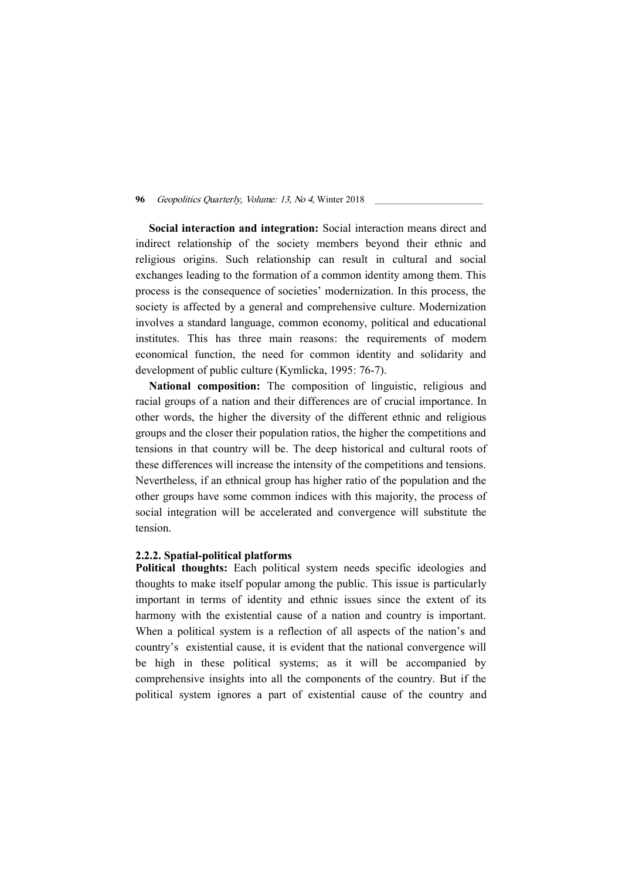**Social interaction and integration:** Social interaction means direct and indirect relationship of the society members beyond their ethnic and religious origins. Such relationship can result in cultural and social exchanges leading to the formation of a common identity among them. This process is the consequence of societies' modernization. In this process, the society is affected by a general and comprehensive culture. Modernization involves a standard language, common economy, political and educational institutes. This has three main reasons: the requirements of modern economical function, the need for common identity and solidarity and development of public culture (Kymlicka, 1995: 76-7).

**National composition:** The composition of linguistic, religious and racial groups of a nation and their differences are of crucial importance. In other words, the higher the diversity of the different ethnic and religious groups and the closer their population ratios, the higher the competitions and tensions in that country will be. The deep historical and cultural roots of these differences will increase the intensity of the competitions and tensions. Nevertheless, if an ethnical group has higher ratio of the population and the other groups have some common indices with this majority, the process of social integration will be accelerated and convergence will substitute the tension.

#### 2.2.2. Spatial-political platforms

**Political thoughts:** Each political system needs specific ideologies and thoughts to make itself popular among the public. This issue is particularly important in terms of identity and ethnic issues since the extent of its harmony with the existential cause of a nation and country is important. When a political system is a reflection of all aspects of the nation's and country's existential cause, it is evident that the national convergence will be high in these political systems; as it will be accompanied by comprehensive insights into all the components of the country. But if the political system ignores a part of existential cause of the country and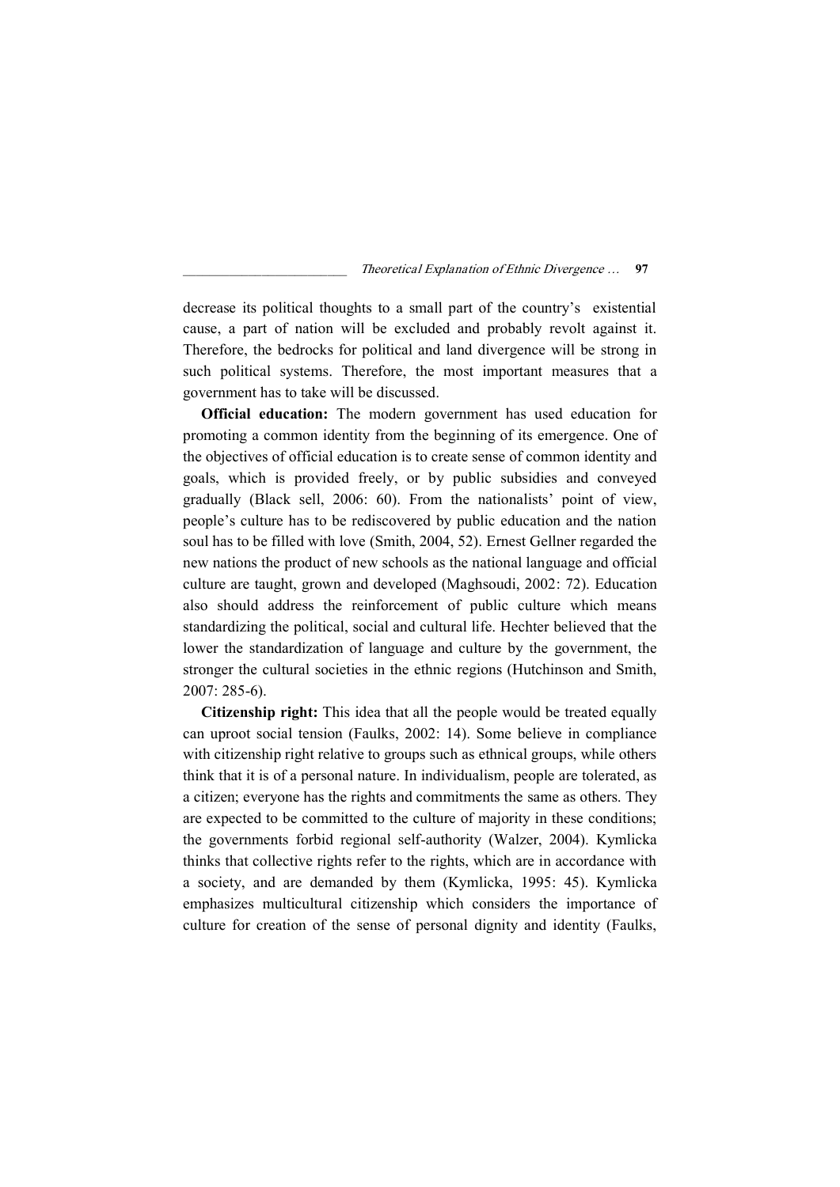decrease its political thoughts to a small part of the country's existential cause, a part of nation will be excluded and probably revolt against it. Therefore, the bedrocks for political and land divergence will be strong in such political systems. Therefore, the most important measures that a government has to take will be discussed.

**Official education:** The modern government has used education for promoting a common identity from the beginning of its emergence. One of the objectives of official education is to create sense of common identity and goals, which is provided freely, or by public subsidies and conveyed gradually (Black sell, 2006: 60). From the nationalists' point of view, people's culture has to be rediscovered by public education and the nation soul has to be filled with love (Smith, 2004, 52). Ernest Gellner regarded the new nations the product of new schools as the national language and official culture are taught, grown and developed (Maghsoudi, 2002: 72). Education also should address the reinforcement of public culture which means standardizing the political, social and cultural life. Hechter believed that the lower the standardization of language and culture by the government, the stronger the cultural societies in the ethnic regions (Hutchinson and Smith, 2007: 285-6).

**Citizenship right:** This idea that all the people would be treated equally can uproot social tension (Faulks, 2002: 14). Some believe in compliance with citizenship right relative to groups such as ethnical groups, while others think that it is of a personal nature. In individualism, people are tolerated, as a citizen; everyone has the rights and commitments the same as others. They are expected to be committed to the culture of majority in these conditions; the governments forbid regional self-authority (Walzer, 2004). Kymlicka thinks that collective rights refer to the rights, which are in accordance with a society, and are demanded by them (Kymlicka, 1995: 45). Kymlicka emphasizes multicultural citizenship which considers the importance of culture for creation of the sense of personal dignity and identity (Faulks,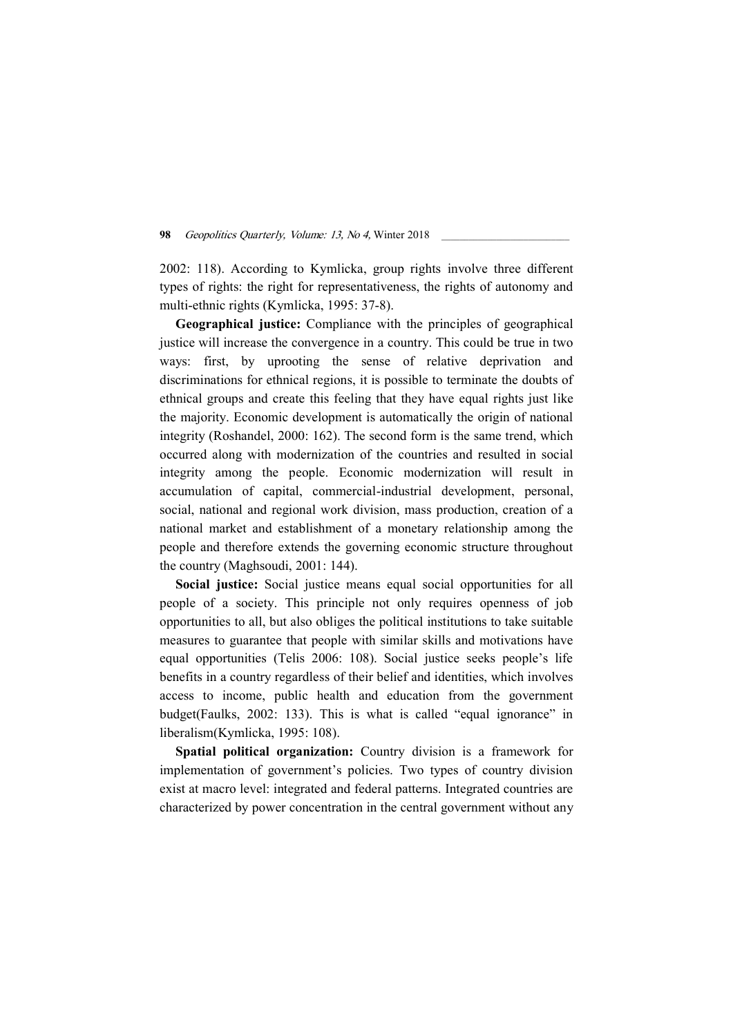2002: 118). According to Kymlicka, group rights involve three different types of rights: the right for representativeness, the rights of autonomy and multi-ethnic rights (Kymlicka, 1995: 37-8).

**Geographical justice:** Compliance with the principles of geographical justice will increase the convergence in a country. This could be true in two ways: first, by uprooting the sense of relative deprivation and discriminations for ethnical regions, it is possible to terminate the doubts of ethnical groups and create this feeling that they have equal rights just like the majority. Economic development is automatically the origin of national integrity (Roshandel, 2000: 162). The second form is the same trend, which occurred along with modernization of the countries and resulted in social integrity among the people. Economic modernization will result in accumulation of capital, commercial-industrial development, personal, social, national and regional work division, mass production, creation of a national market and establishment of a monetary relationship among the people and therefore extends the governing economic structure throughout the country (Maghsoudi, 2001: 144).

**Social justice:** Social justice means equal social opportunities for all people of a society. This principle not only requires openness of job opportunities to all, but also obliges the political institutions to take suitable measures to guarantee that people with similar skills and motivations have equal opportunities (Telis 2006: 108). Social justice seeks people's life benefits in a country regardless of their belief and identities, which involves access to income, public health and education from the government budget(Faulks, 2002: 133). This is what is called "equal ignorance" in liberalism(Kymlicka, 1995: 108).

**Spatial political organization:** Country division is a framework for implementation of government's policies. Two types of country division exist at macro level: integrated and federal patterns. Integrated countries are characterized by power concentration in the central government without any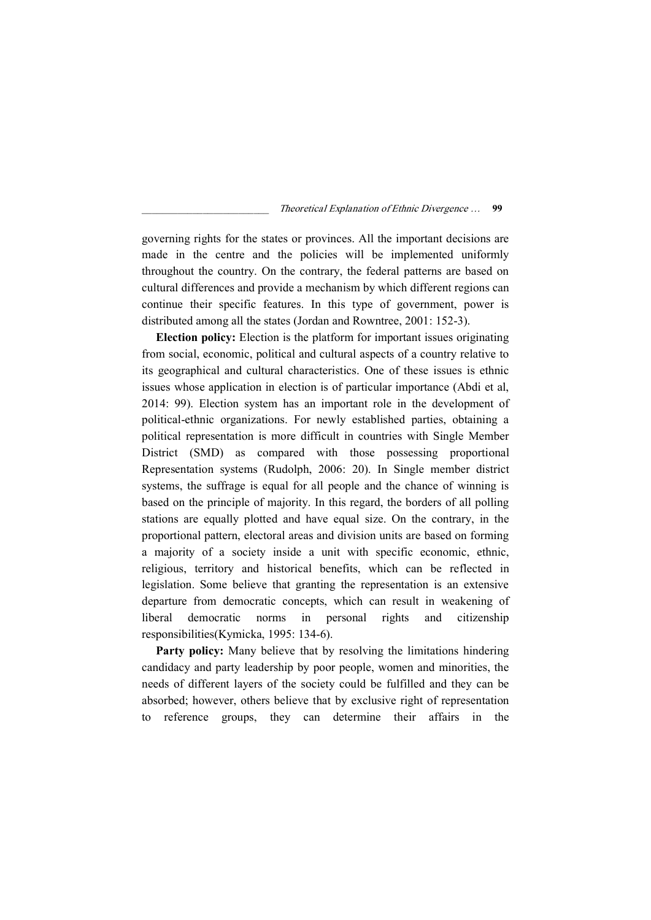governing rights for the states or provinces. All the important decisions are made in the centre and the policies will be implemented uniformly throughout the country. On the contrary, the federal patterns are based on cultural differences and provide a mechanism by which different regions can continue their specific features. In this type of government, power is distributed among all the states (Jordan and Rowntree, 2001: 152-3).

**Election policy:** Election is the platform for important issues originating from social, economic, political and cultural aspects of a country relative to its geographical and cultural characteristics. One of these issues is ethnic issues whose application in election is of particular importance (Abdi et al, 2014: 99). Election system has an important role in the development of political-ethnic organizations. For newly established parties, obtaining a political representation is more difficult in countries with Single Member District (SMD) as compared with those possessing proportional Representation systems (Rudolph, 2006: 20). In Single member district systems, the suffrage is equal for all people and the chance of winning is based on the principle of majority. In this regard, the borders of all polling stations are equally plotted and have equal size. On the contrary, in the proportional pattern, electoral areas and division units are based on forming a majority of a society inside a unit with specific economic, ethnic, religious, territory and historical benefits, which can be reflected in legislation. Some believe that granting the representation is an extensive departure from democratic concepts, which can result in weakening of liberal democratic norms in personal rights and citizenship responsibilities(Kymicka, 1995: 134-6).

**Party policy:** Many believe that by resolving the limitations hindering candidacy and party leadership by poor people, women and minorities, the needs of different layers of the society could be fulfilled and they can be absorbed; however, others believe that by exclusive right of representation to reference groups, they can determine their affairs in the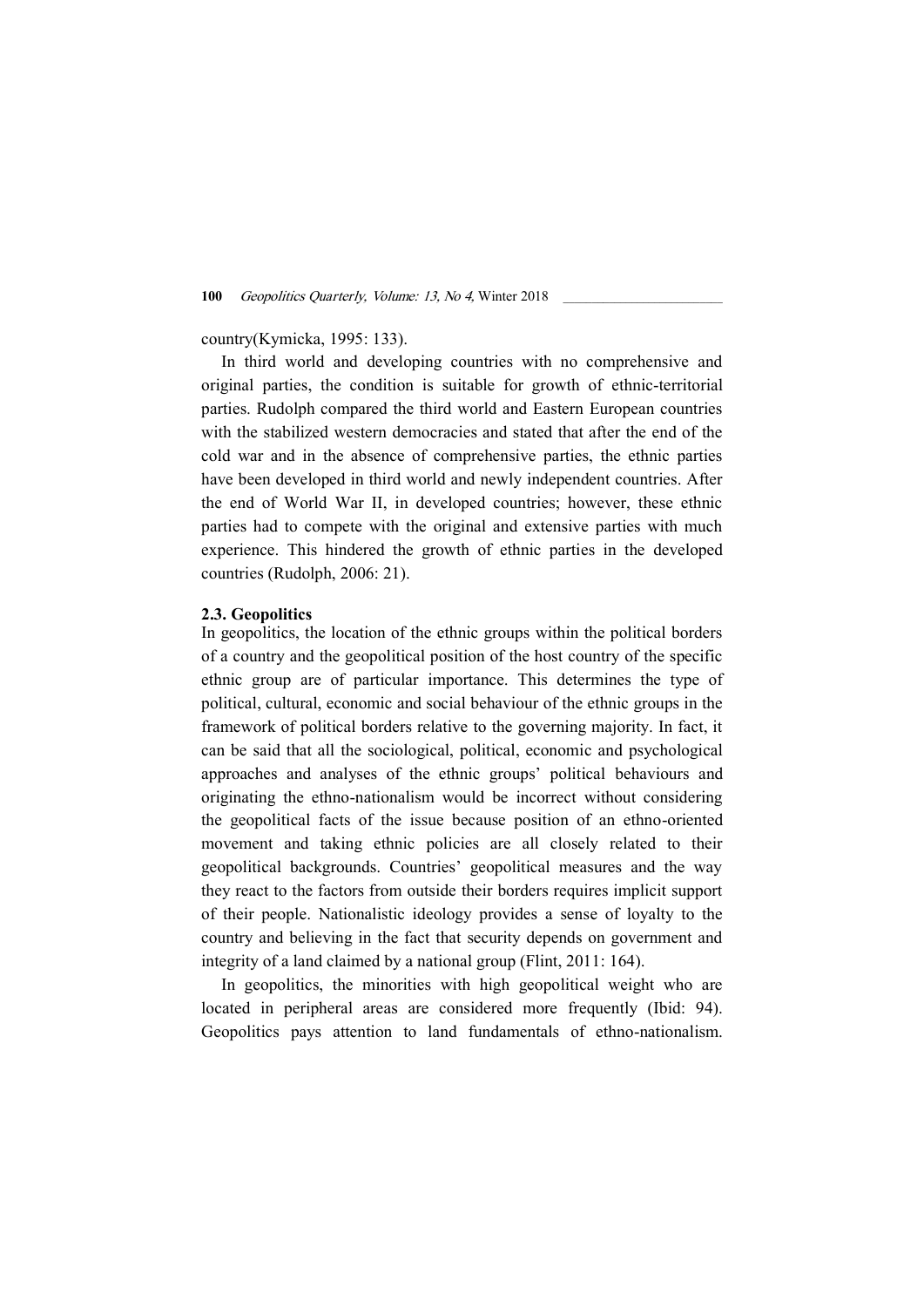country(Kymicka, 1995: 133).

In third world and developing countries with no comprehensive and original parties, the condition is suitable for growth of ethnic-territorial parties. Rudolph compared the third world and Eastern European countries with the stabilized western democracies and stated that after the end of the cold war and in the absence of comprehensive parties, the ethnic parties have been developed in third world and newly independent countries. After the end of World War II, in developed countries; however, these ethnic parties had to compete with the original and extensive parties with much experience. This hindered the growth of ethnic parties in the developed countries (Rudolph, 2006: 21).

### 2.3. Geopolitics

In geopolitics, the location of the ethnic groups within the political borders of a country and the geopolitical position of the host country of the specific ethnic group are of particular importance. This determines the type of political, cultural, economic and social behaviour of the ethnic groups in the framework of political borders relative to the governing majority. In fact, it can be said that all the sociological, political, economic and psychological approaches and analyses of the ethnic groups' political behaviours and originating the ethno-nationalism would be incorrect without considering the geopolitical facts of the issue because position of an ethno-oriented movement and taking ethnic policies are all closely related to their geopolitical backgrounds. Countries' geopolitical measures and the way they react to the factors from outside their borders requires implicit support of their people. Nationalistic ideology provides a sense of loyalty to the country and believing in the fact that security depends on government and integrity of a land claimed by a national group (Flint, 2011: 164).

In geopolitics, the minorities with high geopolitical weight who are located in peripheral areas are considered more frequently (Ibid: 94). Geopolitics pays attention to land fundamentals of ethno-nationalism.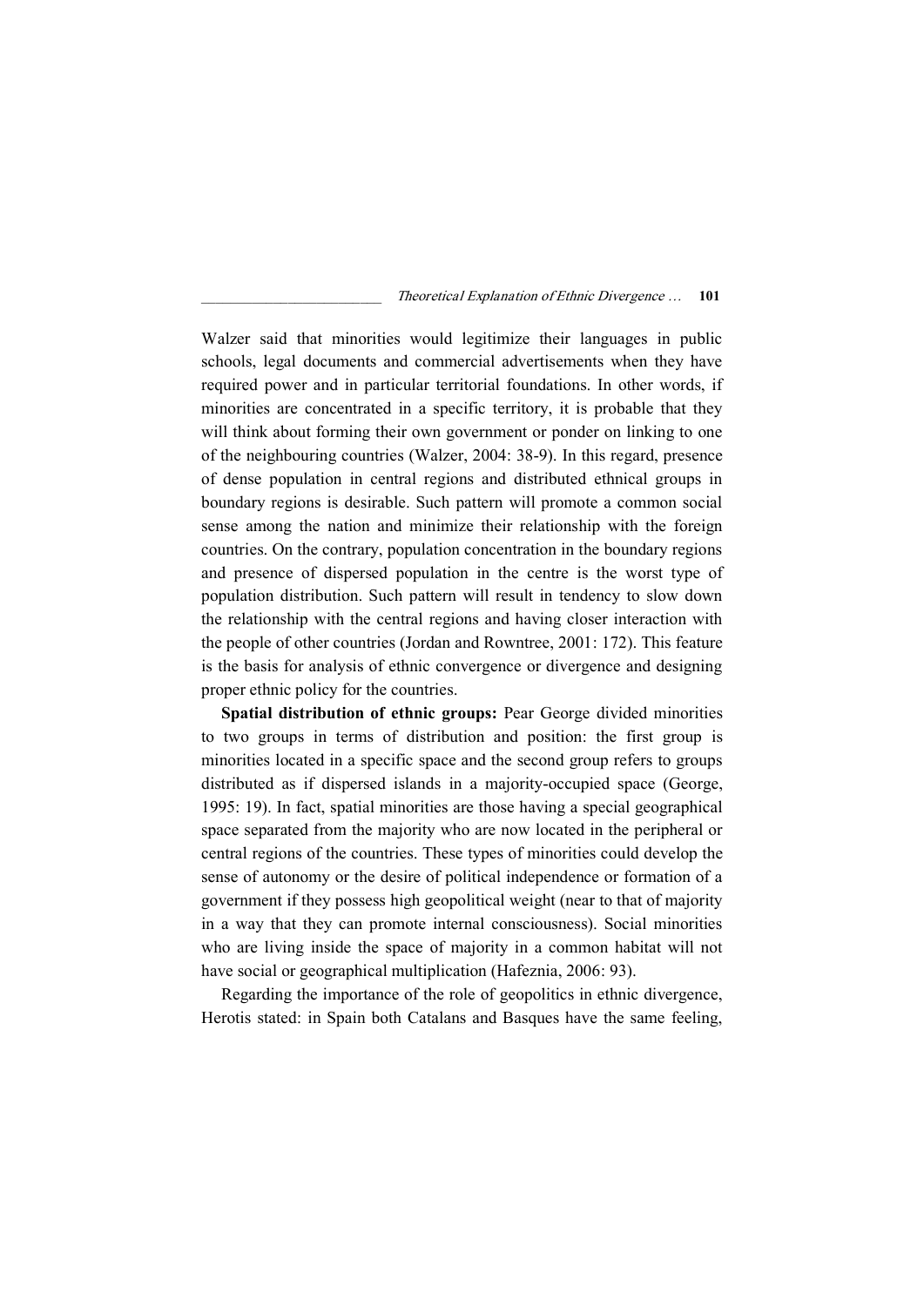Walzer said that minorities would legitimize their languages in public schools, legal documents and commercial advertisements when they have required power and in particular territorial foundations. In other words, if minorities are concentrated in a specific territory, it is probable that they will think about forming their own government or ponder on linking to one of the neighbouring countries (Walzer, 2004: 38-9). In this regard, presence of dense population in central regions and distributed ethnical groups in boundary regions is desirable. Such pattern will promote a common social sense among the nation and minimize their relationship with the foreign countries. On the contrary, population concentration in the boundary regions and presence of dispersed population in the centre is the worst type of population distribution. Such pattern will result in tendency to slow down the relationship with the central regions and having closer interaction with the people of other countries (Jordan and Rowntree, 2001: 172). This feature is the basis for analysis of ethnic convergence or divergence and designing proper ethnic policy for the countries.

**Spatial distribution of ethnic groups:** Pear George divided minorities to two groups in terms of distribution and position: the first group is minorities located in a specific space and the second group refers to groups distributed as if dispersed islands in a majority-occupied space (George, 1995: 19). In fact, spatial minorities are those having a special geographical space separated from the majority who are now located in the peripheral or central regions of the countries. These types of minorities could develop the sense of autonomy or the desire of political independence or formation of a government if they possess high geopolitical weight (near to that of majority in a way that they can promote internal consciousness). Social minorities who are living inside the space of majority in a common habitat will not have social or geographical multiplication (Hafeznia, 2006: 93).

Regarding the importance of the role of geopolitics in ethnic divergence, Herotis stated: in Spain both Catalans and Basques have the same feeling,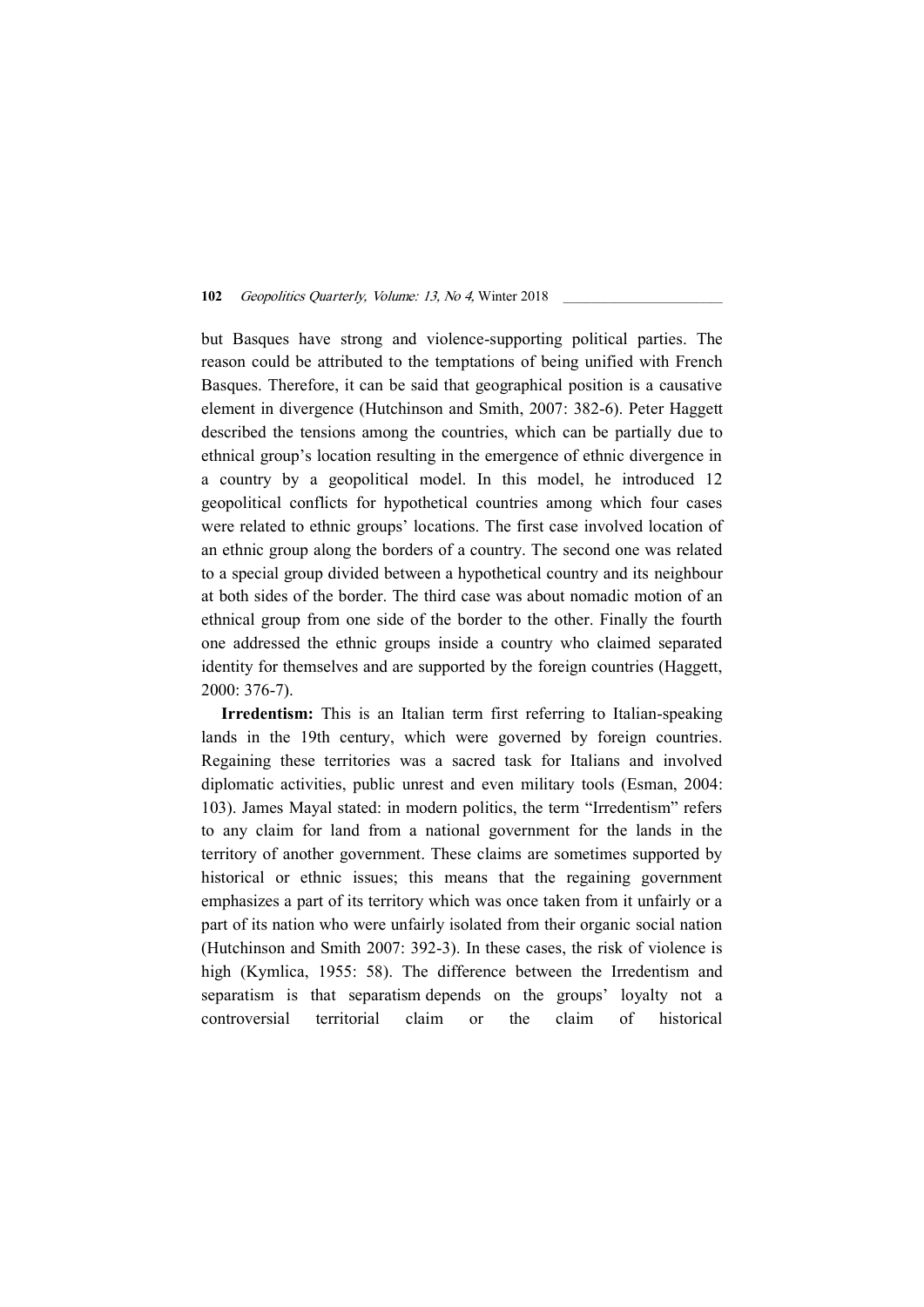but Basques have strong and violence-supporting political parties. The reason could be attributed to the temptations of being unified with French Basques. Therefore, it can be said that geographical position is a causative element in divergence (Hutchinson and Smith, 2007: 382-6). Peter Haggett described the tensions among the countries, which can be partially due to ethnical group's location resulting in the emergence of ethnic divergence in a country by a geopolitical model. In this model, he introduced 12 geopolitical conflicts for hypothetical countries among which four cases were related to ethnic groups' locations. The first case involved location of an ethnic group along the borders of a country. The second one was related to a special group divided between a hypothetical country and its neighbour at both sides of the border. The third case was about nomadic motion of an ethnical group from one side of the border to the other. Finally the fourth one addressed the ethnic groups inside a country who claimed separated identity for themselves and are supported by the foreign countries (Haggett, 2000: 376-7).

**Irredentism:** This is an Italian term first referring to Italian-speaking lands in the 19th century, which were governed by foreign countries. Regaining these territories was a sacred task for Italians and involved diplomatic activities, public unrest and even military tools (Esman, 2004: 103). James Mayal stated: in modern politics, the term "Irredentism" refers to any claim for land from a national government for the lands in the territory of another government. These claims are sometimes supported by historical or ethnic issues; this means that the regaining government emphasizes a part of its territory which was once taken from it unfairly or a part of its nation who were unfairly isolated from their organic social nation (Hutchinson and Smith 2007: 392-3). In these cases, the risk of violence is high (Kymlica, 1955: 58). The difference between the Irredentism and separatism is that separatism depends on the groups' loyalty not a controversial territorial claim or the claim of historical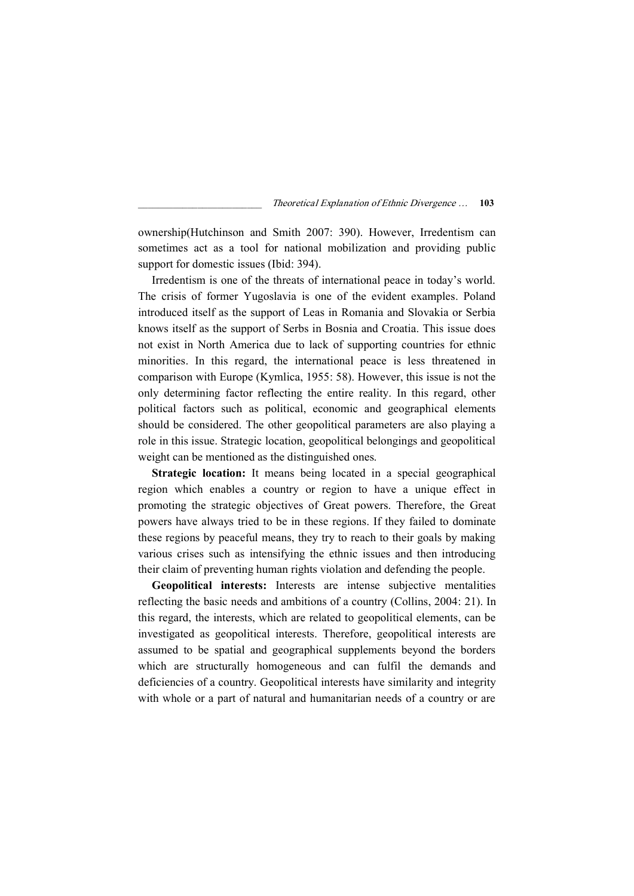ownership(Hutchinson and Smith 2007: 390). However, Irredentism can sometimes act as a tool for national mobilization and providing public support for domestic issues (Ibid: 394).

Irredentism is one of the threats of international peace in today's world. The crisis of former Yugoslavia is one of the evident examples. Poland introduced itself as the support of Leas in Romania and Slovakia or Serbia knows itself as the support of Serbs in Bosnia and Croatia. This issue does not exist in North America due to lack of supporting countries for ethnic minorities. In this regard, the international peace is less threatened in comparison with Europe (Kymlica, 1955: 58). However, this issue is not the only determining factor reflecting the entire reality. In this regard, other political factors such as political, economic and geographical elements should be considered. The other geopolitical parameters are also playing a role in this issue. Strategic location, geopolitical belongings and geopolitical weight can be mentioned as the distinguished ones.

**Strategic location:** It means being located in a special geographical region which enables a country or region to have a unique effect in promoting the strategic objectives of Great powers. Therefore, the Great powers have always tried to be in these regions. If they failed to dominate these regions by peaceful means, they try to reach to their goals by making various crises such as intensifying the ethnic issues and then introducing their claim of preventing human rights violation and defending the people.

**Geopolitical interests:** Interests are intense subjective mentalities reflecting the basic needs and ambitions of a country (Collins, 2004: 21). In this regard, the interests, which are related to geopolitical elements, can be investigated as geopolitical interests. Therefore, geopolitical interests are assumed to be spatial and geographical supplements beyond the borders which are structurally homogeneous and can fulfil the demands and deficiencies of a country. Geopolitical interests have similarity and integrity with whole or a part of natural and humanitarian needs of a country or are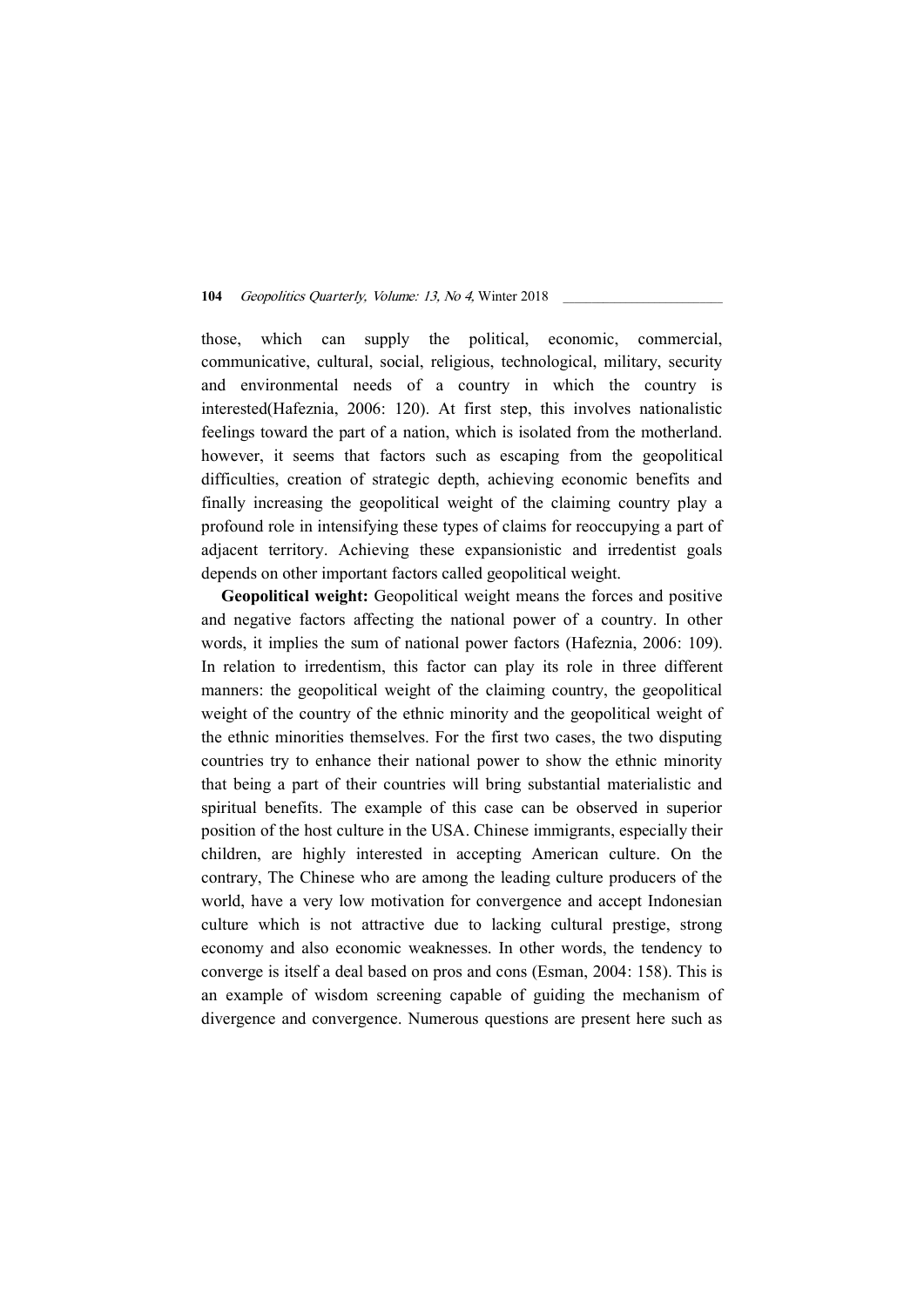those, which can supply the political, economic, commercial, communicative, cultural, social, religious, technological, military, security and environmental needs of a country in which the country is interested(Hafeznia, 2006: 120). At first step, this involves nationalistic feelings toward the part of a nation, which is isolated from the motherland. however, it seems that factors such as escaping from the geopolitical difficulties, creation of strategic depth, achieving economic benefits and finally increasing the geopolitical weight of the claiming country play a profound role in intensifying these types of claims for reoccupying a part of adjacent territory. Achieving these expansionistic and irredentist goals depends on other important factors called geopolitical weight.

**Geopolitical weight:** Geopolitical weight means the forces and positive and negative factors affecting the national power of a country. In other words, it implies the sum of national power factors (Hafeznia, 2006: 109). In relation to irredentism, this factor can play its role in three different manners: the geopolitical weight of the claiming country, the geopolitical weight of the country of the ethnic minority and the geopolitical weight of the ethnic minorities themselves. For the first two cases, the two disputing countries try to enhance their national power to show the ethnic minority that being a part of their countries will bring substantial materialistic and spiritual benefits. The example of this case can be observed in superior position of the host culture in the USA. Chinese immigrants, especially their children, are highly interested in accepting American culture. On the contrary, The Chinese who are among the leading culture producers of the world, have a very low motivation for convergence and accept Indonesian culture which is not attractive due to lacking cultural prestige, strong economy and also economic weaknesses. In other words, the tendency to converge is itself a deal based on pros and cons (Esman, 2004: 158). This is an example of wisdom screening capable of guiding the mechanism of divergence and convergence. Numerous questions are present here such as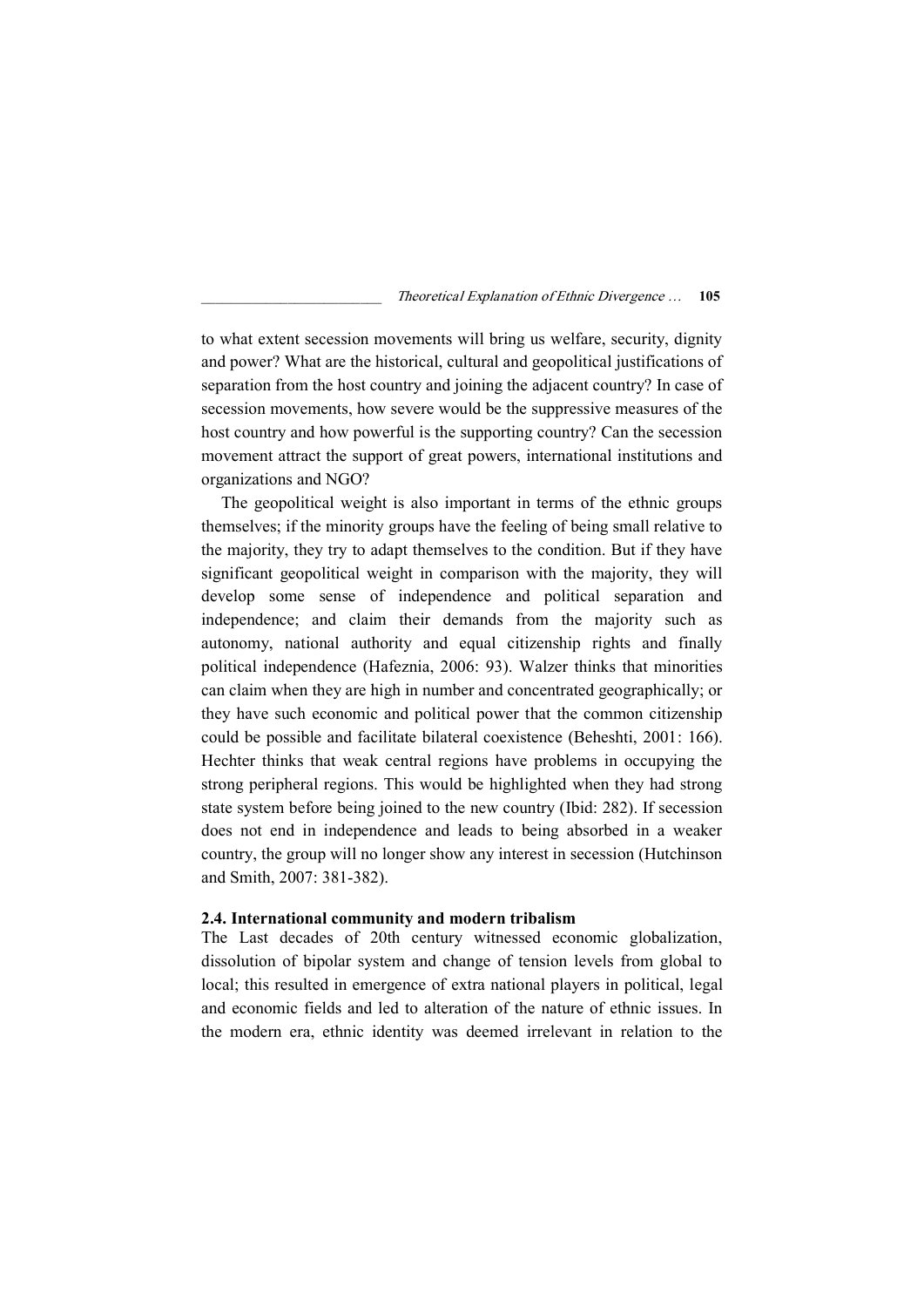to what extent secession movements will bring us welfare, security, dignity and power? What are the historical, cultural and geopolitical justifications of separation from the host country and joining the adjacent country? In case of secession movements, how severe would be the suppressive measures of the host country and how powerful is the supporting country? Can the secession movement attract the support of great powers, international institutions and organizations and NGO?

The geopolitical weight is also important in terms of the ethnic groups themselves; if the minority groups have the feeling of being small relative to the majority, they try to adapt themselves to the condition. But if they have significant geopolitical weight in comparison with the majority, they will develop some sense of independence and political separation and independence; and claim their demands from the majority such as autonomy, national authority and equal citizenship rights and finally political independence (Hafeznia, 2006: 93). Walzer thinks that minorities can claim when they are high in number and concentrated geographically; or they have such economic and political power that the common citizenship could be possible and facilitate bilateral coexistence (Beheshti, 2001: 166). Hechter thinks that weak central regions have problems in occupying the strong peripheral regions. This would be highlighted when they had strong state system before being joined to the new country (Ibid: 282). If secession does not end in independence and leads to being absorbed in a weaker country, the group will no longer show any interest in secession (Hutchinson and Smith, 2007: 381-382).

### 2.4. International community and modern tribalism

The Last decades of 20th century witnessed economic globalization, dissolution of bipolar system and change of tension levels from global to local; this resulted in emergence of extra national players in political, legal and economic fields and led to alteration of the nature of ethnic issues. In the modern era, ethnic identity was deemed irrelevant in relation to the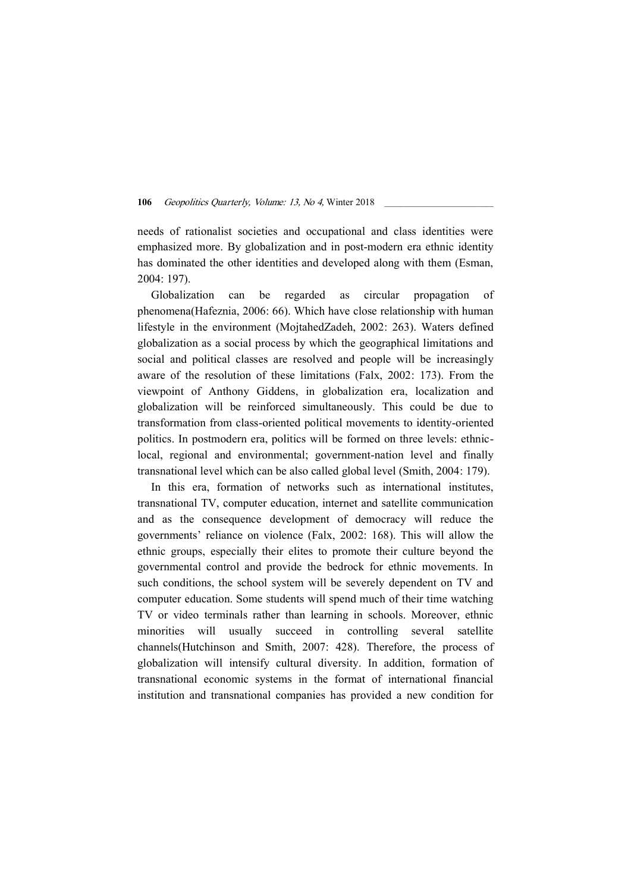needs of rationalist societies and occupational and class identities were emphasized more. By globalization and in post-modern era ethnic identity has dominated the other identities and developed along with them (Esman, 2004: 197).

Globalization can be regarded as circular propagation of phenomena(Hafeznia, 2006: 66). Which have close relationship with human lifestyle in the environment (MojtahedZadeh, 2002: 263). Waters defined globalization as a social process by which the geographical limitations and social and political classes are resolved and people will be increasingly aware of the resolution of these limitations (Falx, 2002: 173). From the viewpoint of Anthony Giddens, in globalization era, localization and globalization will be reinforced simultaneously. This could be due to transformation from class-oriented political movements to identity-oriented politics. In postmodern era, politics will be formed on three levels: ethnic-local, regional and environmental; government-nation level and finally transnational level which can be also called global level (Smith, 2004: 179).

In this era, formation of networks such as international institutes, transnational TV, computer education, internet and satellite communication and as the consequence development of democracy will reduce the governments' reliance on violence (Falx, 2002: 168). This will allow the ethnic groups, especially their elites to promote their culture beyond the governmental control and provide the bedrock for ethnic movements. In such conditions, the school system will be severely dependent on TV and computer education. Some students will spend much of their time watching TV or video terminals rather than learning in schools. Moreover, ethnic minorities will usually succeed in controlling several satellite channels(Hutchinson and Smith, 2007: 428). Therefore, the process of globalization will intensify cultural diversity. In addition, formation of transnational economic systems in the format of international financial institution and transnational companies has provided a new condition for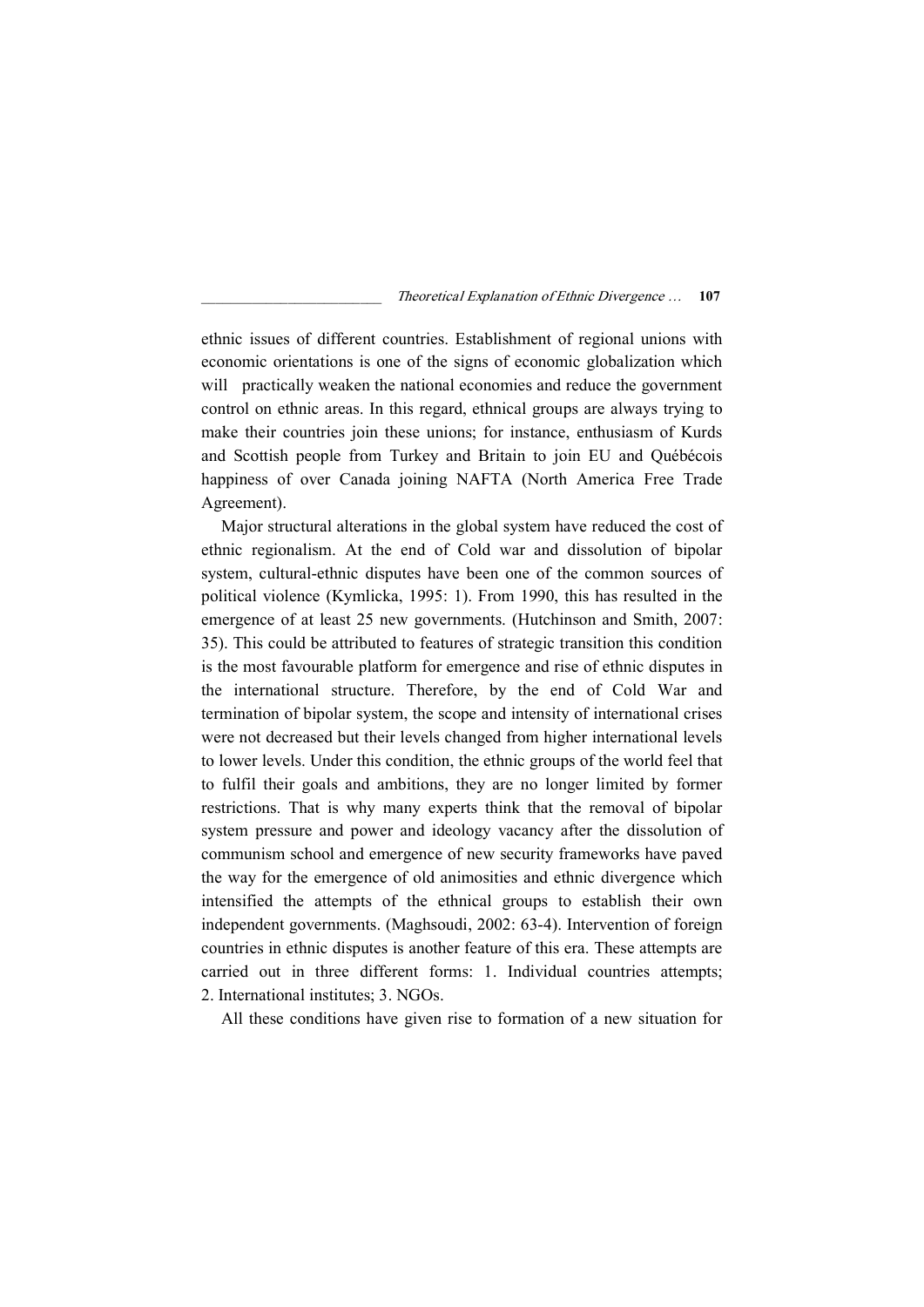ethnic issues of different countries. Establishment of regional unions with economic orientations is one of the signs of economic globalization which will practically weaken the national economies and reduce the government control on ethnic areas. In this regard, ethnical groups are always trying to make their countries join these unions; for instance, enthusiasm of Kurds and Scottish people from Turkey and Britain to join EU and Québécois happiness of over Canada joining NAFTA (North America Free Trade Agreement).

Major structural alterations in the global system have reduced the cost of ethnic regionalism. At the end of Cold war and dissolution of bipolar system, cultural-ethnic disputes have been one of the common sources of political violence (Kymlicka, 1995: 1). From 1990, this has resulted in the emergence of at least 25 new governments. (Hutchinson and Smith, 2007: 35). This could be attributed to features of strategic transition this condition is the most favourable platform for emergence and rise of ethnic disputes in the international structure. Therefore, by the end of Cold War and termination of bipolar system, the scope and intensity of international crises were not decreased but their levels changed from higher international levels to lower levels. Under this condition, the ethnic groups of the world feel that to fulfil their goals and ambitions, they are no longer limited by former restrictions. That is why many experts think that the removal of bipolar system pressure and power and ideology vacancy after the dissolution of communism school and emergence of new security frameworks have paved the way for the emergence of old animosities and ethnic divergence which intensified the attempts of the ethnical groups to establish their own independent governments. (Maghsoudi, 2002: 63-4). Intervention of foreign countries in ethnic disputes is another feature of this era. These attempts are carried out in three different forms: 1. Individual countries attempts; 2. International institutes; 3. NGOs.

All these conditions have given rise to formation of a new situation for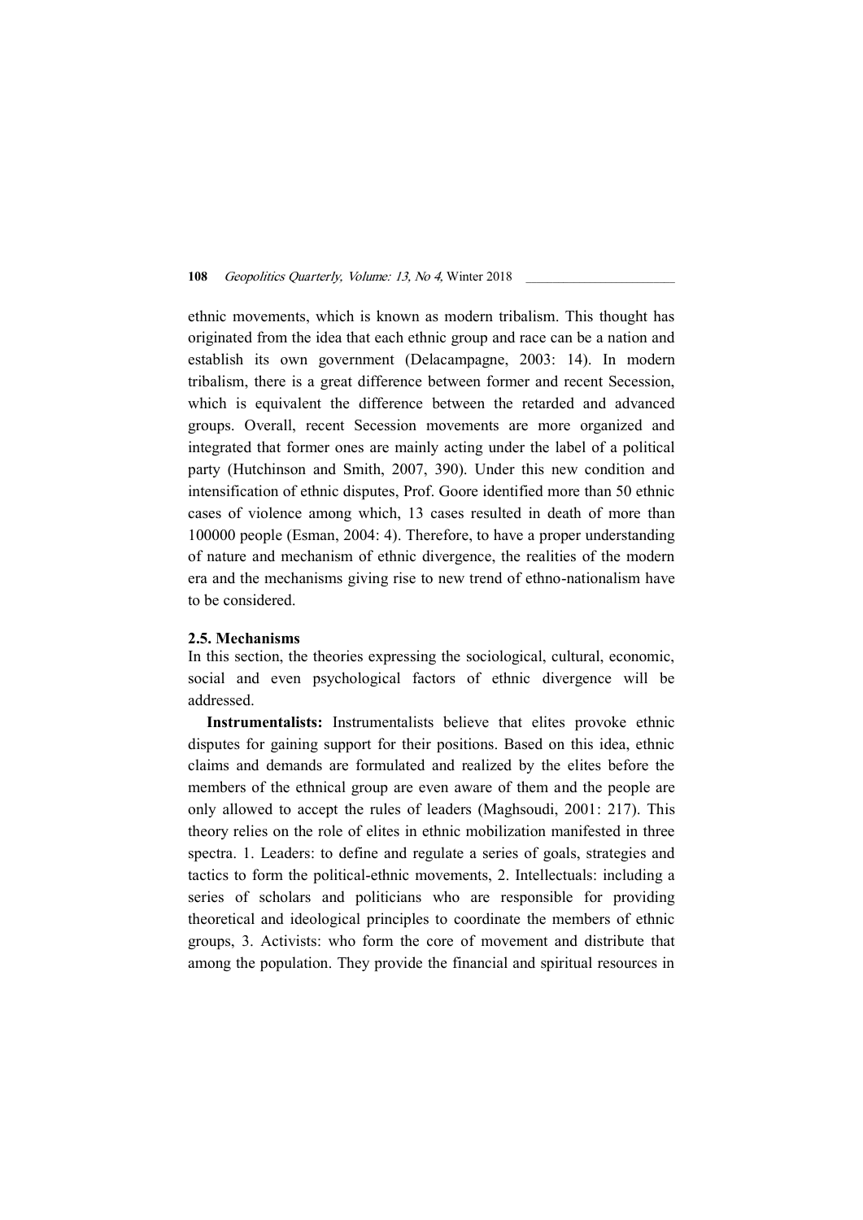ethnic movements, which is known as modern tribalism. This thought has originated from the idea that each ethnic group and race can be a nation and establish its own government (Delacampagne, 2003: 14). In modern tribalism, there is a great difference between former and recent Secession, which is equivalent the difference between the retarded and advanced groups. Overall, recent Secession movements are more organized and integrated that former ones are mainly acting under the label of a political party (Hutchinson and Smith, 2007, 390). Under this new condition and intensification of ethnic disputes, Prof. Goore identified more than 50 ethnic cases of violence among which, 13 cases resulted in death of more than 100000 people (Esman, 2004: 4). Therefore, to have a proper understanding of nature and mechanism of ethnic divergence, the realities of the modern era and the mechanisms giving rise to new trend of ethno-nationalism have to be considered.

### 2.5. Mechanisms

In this section, the theories expressing the sociological, cultural, economic, social and even psychological factors of ethnic divergence will be addressed.

**Instrumentalists:** Instrumentalists believe that elites provoke ethnic disputes for gaining support for their positions. Based on this idea, ethnic claims and demands are formulated and realized by the elites before the members of the ethnical group are even aware of them and the people are only allowed to accept the rules of leaders (Maghsoudi, 2001: 217). This theory relies on the role of elites in ethnic mobilization manifested in three spectra. 1. Leaders: to define and regulate a series of goals, strategies and tactics to form the political-ethnic movements, 2. Intellectuals: including a series of scholars and politicians who are responsible for providing theoretical and ideological principles to coordinate the members of ethnic groups, 3. Activists: who form the core of movement and distribute that among the population. They provide the financial and spiritual resources in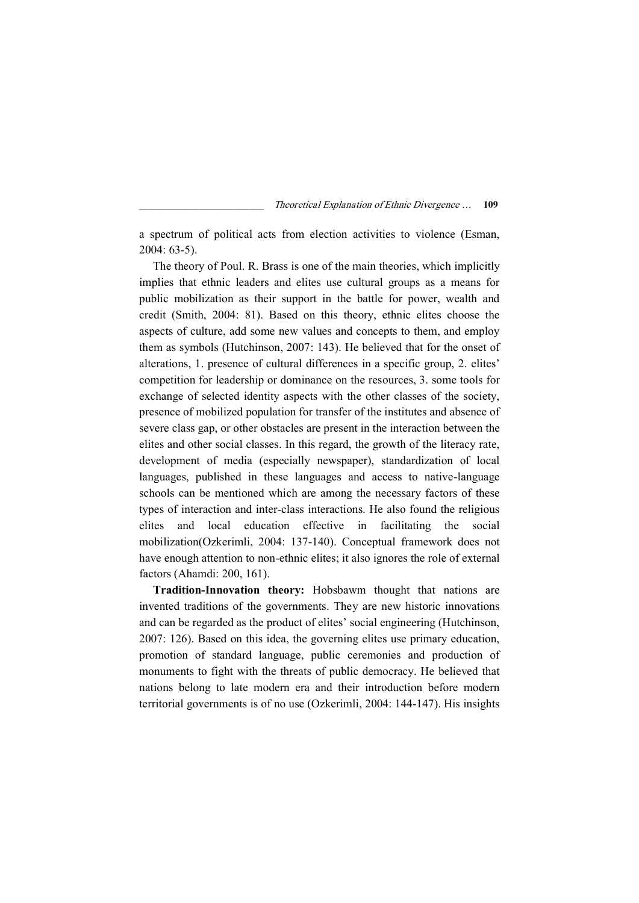a spectrum of political acts from election activities to violence (Esman, 2004: 63-5).

The theory of Poul. R. Brass is one of the main theories, which implicitly implies that ethnic leaders and elites use cultural groups as a means for public mobilization as their support in the battle for power, wealth and credit (Smith, 2004: 81). Based on this theory, ethnic elites choose the aspects of culture, add some new values and concepts to them, and employ them as symbols (Hutchinson, 2007: 143). He believed that for the onset of alterations, 1. presence of cultural differences in a specific group, 2. elites' competition for leadership or dominance on the resources, 3. some tools for exchange of selected identity aspects with the other classes of the society, presence of mobilized population for transfer of the institutes and absence of severe class gap, or other obstacles are present in the interaction between the elites and other social classes. In this regard, the growth of the literacy rate, development of media (especially newspaper), standardization of local languages, published in these languages and access to native-language schools can be mentioned which are among the necessary factors of these types of interaction and inter-class interactions. He also found the religious elites and local education effective in facilitating the social mobilization(Ozkerimli, 2004: 137-140). Conceptual framework does not have enough attention to non-ethnic elites; it also ignores the role of external factors (Ahamdi: 200, 161).

**Tradition-Innovation theory:** Hobsbawm thought that nations are invented traditions of the governments. They are new historic innovations and can be regarded as the product of elites' social engineering (Hutchinson, 2007: 126). Based on this idea, the governing elites use primary education, promotion of standard language, public ceremonies and production of monuments to fight with the threats of public democracy. He believed that nations belong to late modern era and their introduction before modern territorial governments is of no use (Ozkerimli, 2004: 144-147). His insights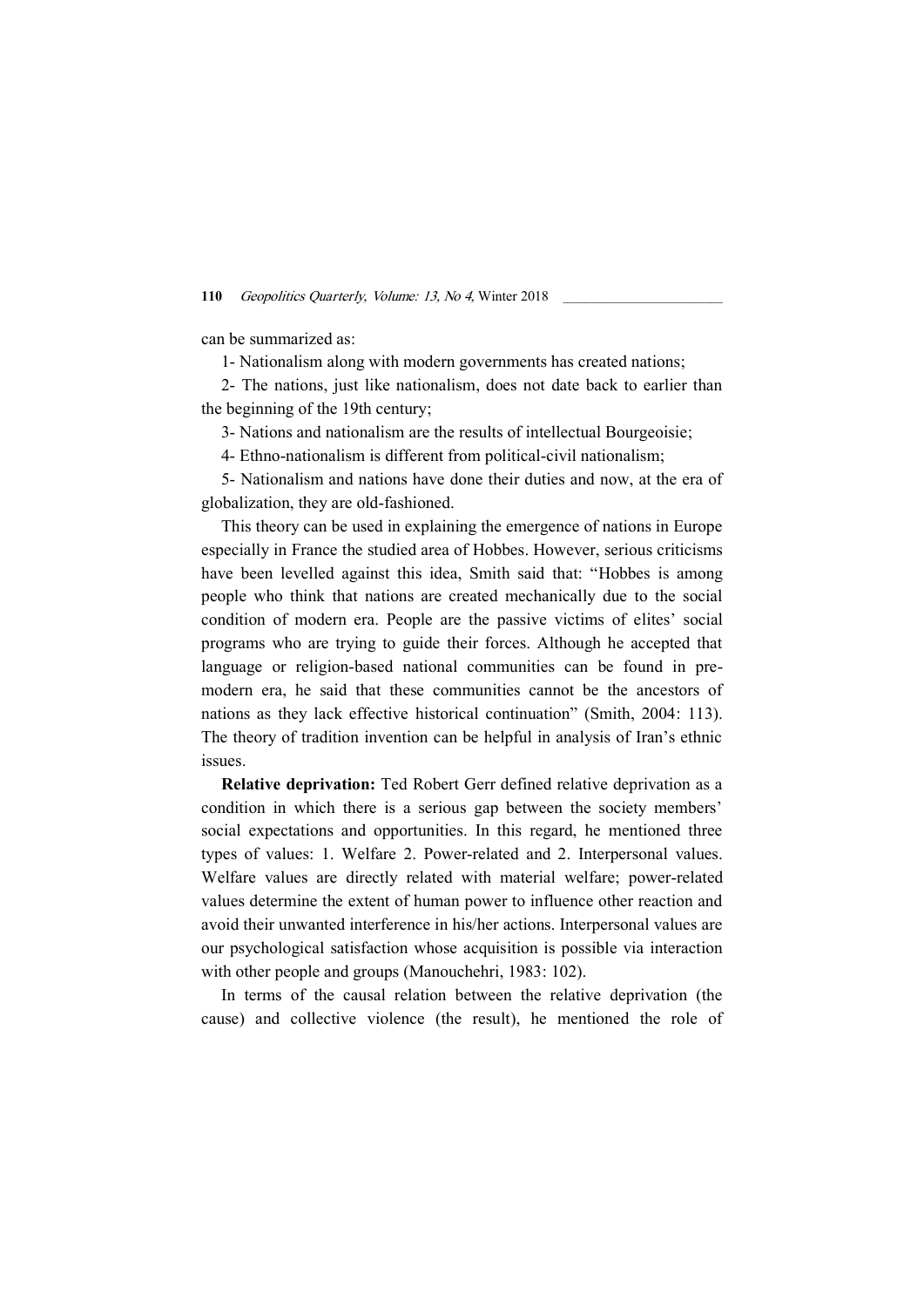can be summarized as:

1- Nationalism along with modern governments has created nations;

2- The nations, just like nationalism, does not date back to earlier than the beginning of the 19th century;

3- Nations and nationalism are the results of intellectual Bourgeoisie;

4- Ethno-nationalism is different from political-civil nationalism;

5- Nationalism and nations have done their duties and now, at the era of globalization, they are old-fashioned.

This theory can be used in explaining the emergence of nations in Europe especially in France the studied area of Hobbes. However, serious criticisms have been levelled against this idea, Smith said that: "Hobbes is among people who think that nations are created mechanically due to the social condition of modern era. People are the passive victims of elites' social programs who are trying to guide their forces. Although he accepted that language or religion-based national communities can be found in pre-modern era, he said that these communities cannot be the ancestors of nations as they lack effective historical continuation" (Smith, 2004: 113). The theory of tradition invention can be helpful in analysis of Iran's ethnic issues.

**Relative deprivation:** Ted Robert Gerr defined relative deprivation as a condition in which there is a serious gap between the society members' social expectations and opportunities. In this regard, he mentioned three types of values: 1. Welfare 2. Power-related and 2. Interpersonal values. Welfare values are directly related with material welfare; power-related values determine the extent of human power to influence other reaction and avoid their unwanted interference in his/her actions. Interpersonal values are our psychological satisfaction whose acquisition is possible via interaction with other people and groups (Manouchehri, 1983: 102).

In terms of the causal relation between the relative deprivation (the cause) and collective violence (the result), he mentioned the role of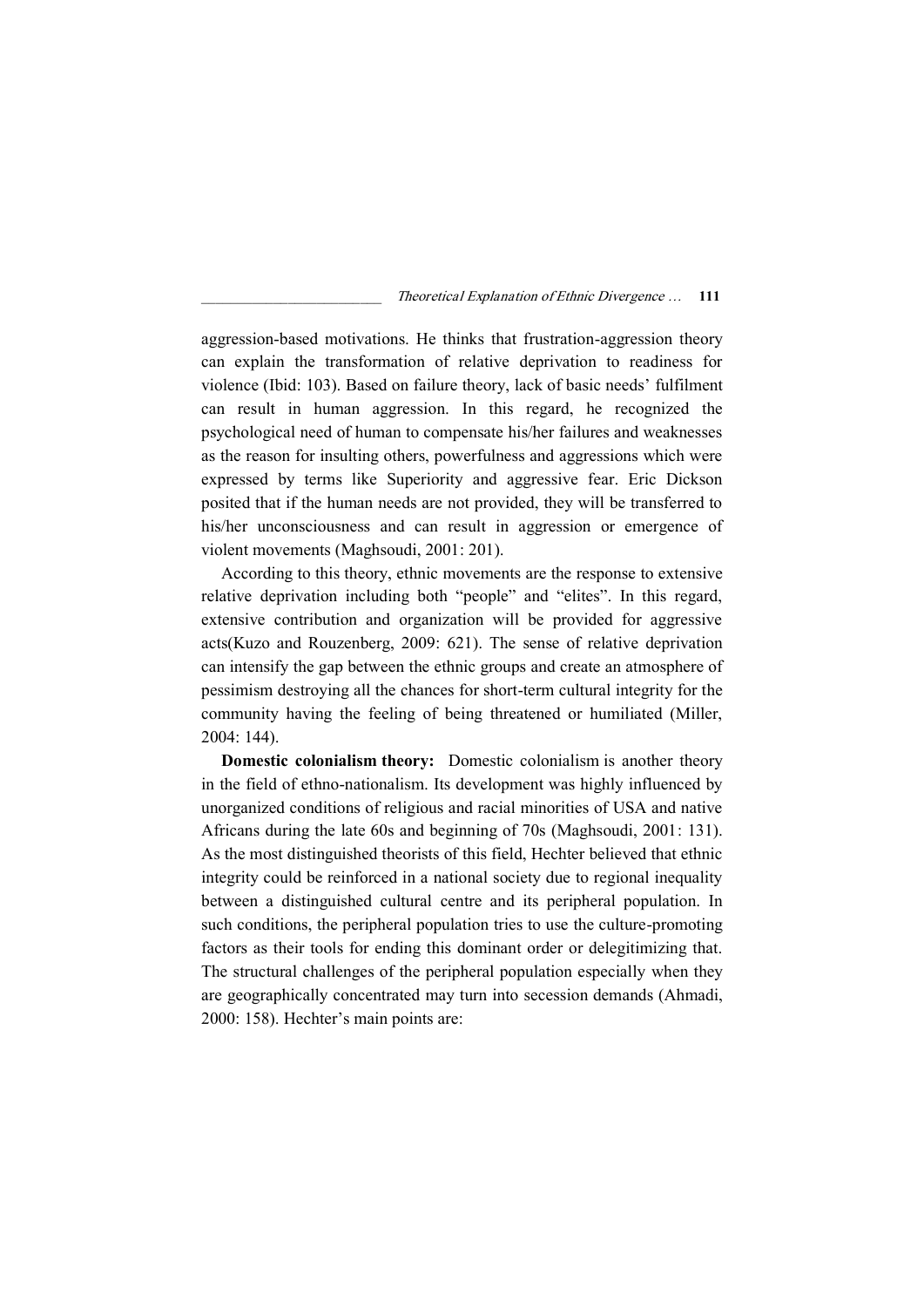aggression-based motivations. He thinks that frustration-aggression theory can explain the transformation of relative deprivation to readiness for violence (Ibid: 103). Based on failure theory, lack of basic needs' fulfilment can result in human aggression. In this regard, he recognized the psychological need of human to compensate his/her failures and weaknesses as the reason for insulting others, powerfulness and aggressions which were expressed by terms like Superiority and aggressive fear. Eric Dickson posited that if the human needs are not provided, they will be transferred to his/her unconsciousness and can result in aggression or emergence of violent movements (Maghsoudi, 2001: 201).

According to this theory, ethnic movements are the response to extensive relative deprivation including both "people" and "elites". In this regard, extensive contribution and organization will be provided for aggressive acts(Kuzo and Rouzenberg, 2009: 621). The sense of relative deprivation can intensify the gap between the ethnic groups and create an atmosphere of pessimism destroying all the chances for short-term cultural integrity for the community having the feeling of being threatened or humiliated (Miller, 2004: 144).

**Domestic colonialism theory:** Domestic colonialism is another theory in the field of ethno-nationalism. Its development was highly influenced by unorganized conditions of religious and racial minorities of USA and native Africans during the late 60s and beginning of 70s (Maghsoudi, 2001: 131). As the most distinguished theorists of this field, Hechter believed that ethnic integrity could be reinforced in a national society due to regional inequality between a distinguished cultural centre and its peripheral population. In such conditions, the peripheral population tries to use the culture-promoting factors as their tools for ending this dominant order or delegitimizing that. The structural challenges of the peripheral population especially when they are geographically concentrated may turn into secession demands (Ahmadi, 2000: 158). Hechter's main points are: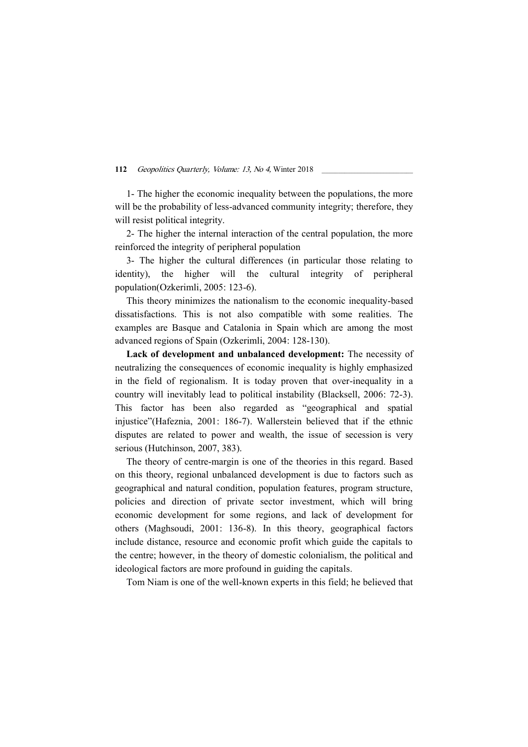1- The higher the economic inequality between the populations, the more will be the probability of less-advanced community integrity; therefore, they will resist political integrity.

2- The higher the internal interaction of the central population, the more reinforced the integrity of peripheral population

3- The higher the cultural differences (in particular those relating to identity), the higher will the cultural integrity of peripheral population(Ozkerimli, 2005: 123-6).

This theory minimizes the nationalism to the economic inequality-based dissatisfactions. This is not also compatible with some realities. The examples are Basque and Catalonia in Spain which are among the most advanced regions of Spain (Ozkerimli, 2004: 128-130).

**Lack of development and unbalanced development:** The necessity of neutralizing the consequences of economic inequality is highly emphasized in the field of regionalism. It is today proven that over-inequality in a country will inevitably lead to political instability (Blacksell, 2006: 72-3). This factor has been also regarded as “geographical and spatial injustice”(Hafeznia, 2001: 186-7). Wallerstein believed that if the ethnic disputes are related to power and wealth, the issue of secession is very serious (Hutchinson, 2007, 383).

The theory of centre-margin is one of the theories in this regard. Based on this theory, regional unbalanced development is due to factors such as geographical and natural condition, population features, program structure, policies and direction of private sector investment, which will bring economic development for some regions, and lack of development for others (Maghsoudi, 2001: 136-8). In this theory, geographical factors include distance, resource and economic profit which guide the capitals to the centre; however, in the theory of domestic colonialism, the political and ideological factors are more profound in guiding the capitals.

Tom Niam is one of the well-known experts in this field; he believed that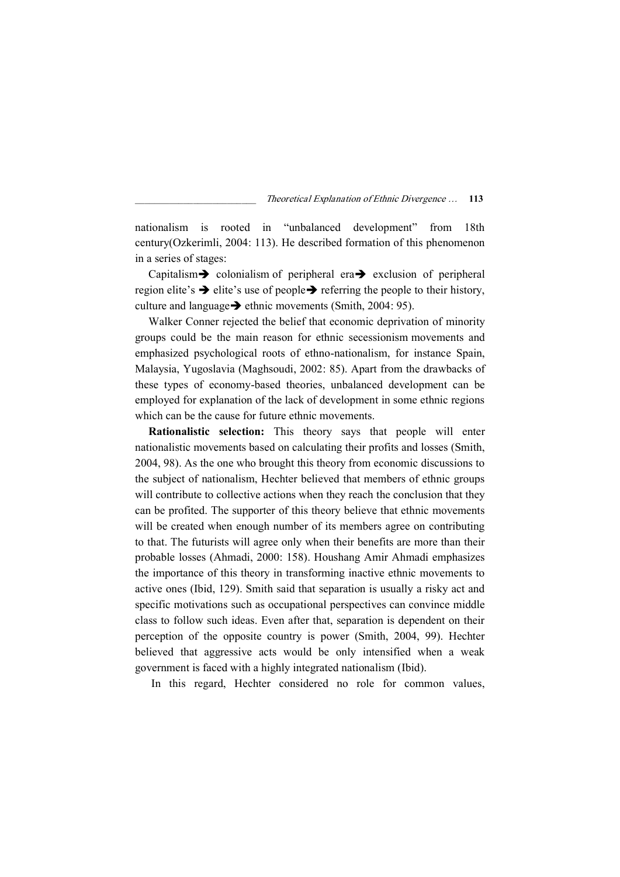nationalism is rooted in "unbalanced development" from 18th century(Ozkerimli, 2004: 113). He described formation of this phenomenon in a series of stages:

Capitalism➔ colonialism of peripheral era➔ exclusion of peripheral region elite's ➔ elite's use of people➔ referring the people to their history, culture and language➔ ethnic movements (Smith, 2004: 95).

Walker Conner rejected the belief that economic deprivation of minority groups could be the main reason for ethnic secessionism movements and emphasized psychological roots of ethno-nationalism, for instance Spain, Malaysia, Yugoslavia (Maghsoudi, 2002: 85). Apart from the drawbacks of these types of economy-based theories, unbalanced development can be employed for explanation of the lack of development in some ethnic regions which can be the cause for future ethnic movements.

**Rationalistic selection:** This theory says that people will enter nationalistic movements based on calculating their profits and losses (Smith, 2004, 98). As the one who brought this theory from economic discussions to the subject of nationalism, Hechter believed that members of ethnic groups will contribute to collective actions when they reach the conclusion that they can be profited. The supporter of this theory believe that ethnic movements will be created when enough number of its members agree on contributing to that. The futurists will agree only when their benefits are more than their probable losses (Ahmadi, 2000: 158). Houshang Amir Ahmadi emphasizes the importance of this theory in transforming inactive ethnic movements to active ones (Ibid, 129). Smith said that separation is usually a risky act and specific motivations such as occupational perspectives can convince middle class to follow such ideas. Even after that, separation is dependent on their perception of the opposite country is power (Smith, 2004, 99). Hechter believed that aggressive acts would be only intensified when a weak government is faced with a highly integrated nationalism (Ibid).

In this regard, Hechter considered no role for common values,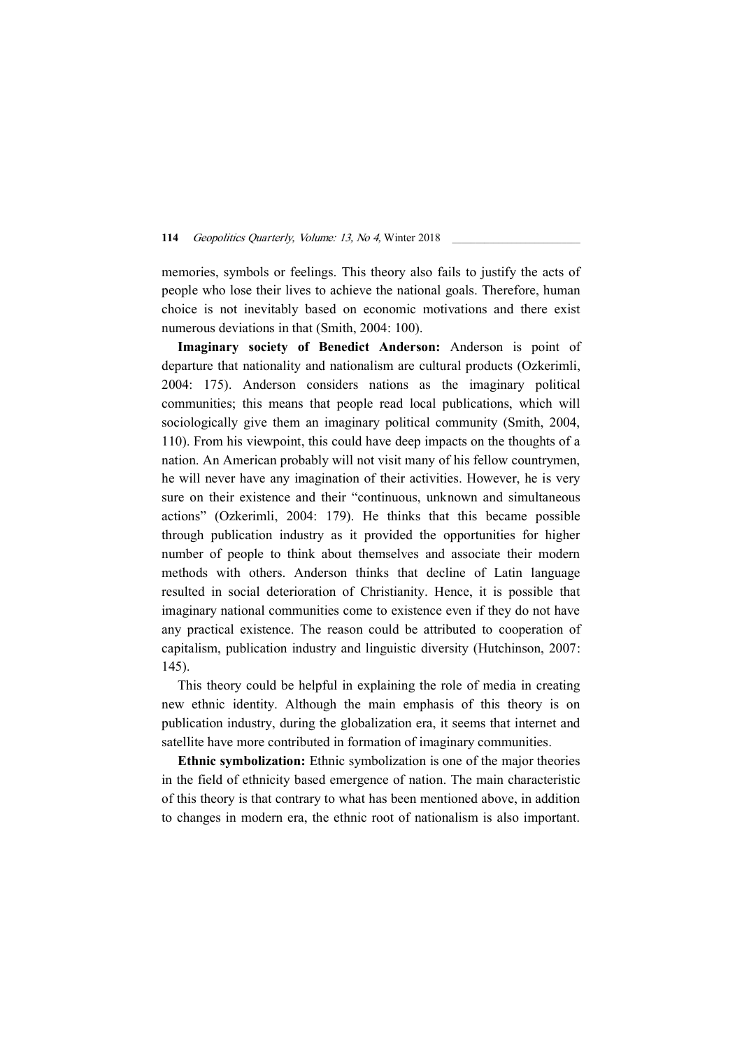memories, symbols or feelings. This theory also fails to justify the acts of people who lose their lives to achieve the national goals. Therefore, human choice is not inevitably based on economic motivations and there exist numerous deviations in that (Smith, 2004: 100).

**Imaginary society of Benedict Anderson:** Anderson is point of departure that nationality and nationalism are cultural products (Ozkerimli, 2004: 175). Anderson considers nations as the imaginary political communities; this means that people read local publications, which will sociologically give them an imaginary political community (Smith, 2004, 110). From his viewpoint, this could have deep impacts on the thoughts of a nation. An American probably will not visit many of his fellow countrymen, he will never have any imagination of their activities. However, he is very sure on their existence and their "continuous, unknown and simultaneous actions" (Ozkerimli, 2004: 179). He thinks that this became possible through publication industry as it provided the opportunities for higher number of people to think about themselves and associate their modern methods with others. Anderson thinks that decline of Latin language resulted in social deterioration of Christianity. Hence, it is possible that imaginary national communities come to existence even if they do not have any practical existence. The reason could be attributed to cooperation of capitalism, publication industry and linguistic diversity (Hutchinson, 2007: 145).

This theory could be helpful in explaining the role of media in creating new ethnic identity. Although the main emphasis of this theory is on publication industry, during the globalization era, it seems that internet and satellite have more contributed in formation of imaginary communities.

**Ethnic symbolization:** Ethnic symbolization is one of the major theories in the field of ethnicity based emergence of nation. The main characteristic of this theory is that contrary to what has been mentioned above, in addition to changes in modern era, the ethnic root of nationalism is also important.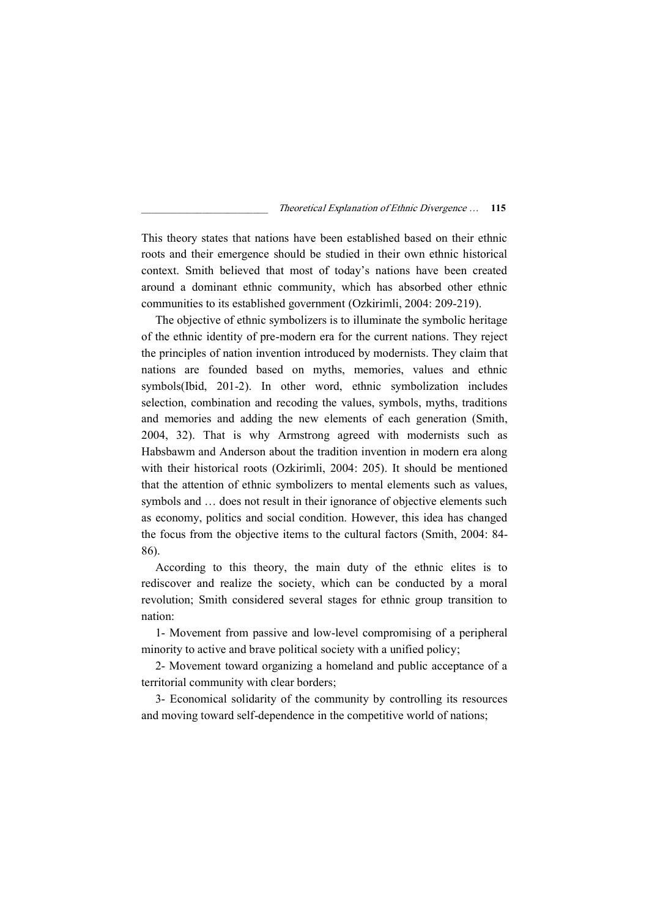This theory states that nations have been established based on their ethnic roots and their emergence should be studied in their own ethnic historical context. Smith believed that most of today's nations have been created around a dominant ethnic community, which has absorbed other ethnic communities to its established government (Ozkirimli, 2004: 209-219).

The objective of ethnic symbolizers is to illuminate the symbolic heritage of the ethnic identity of pre-modern era for the current nations. They reject the principles of nation invention introduced by modernists. They claim that nations are founded based on myths, memories, values and ethnic symbols(Ibid, 201-2). In other word, ethnic symbolization includes selection, combination and recoding the values, symbols, myths, traditions and memories and adding the new elements of each generation (Smith, 2004, 32). That is why Armstrong agreed with modernists such as Habsbawm and Anderson about the tradition invention in modern era along with their historical roots (Ozkirimli, 2004: 205). It should be mentioned that the attention of ethnic symbolizers to mental elements such as values, symbols and … does not result in their ignorance of objective elements such as economy, politics and social condition. However, this idea has changed the focus from the objective items to the cultural factors (Smith, 2004: 84-86).

According to this theory, the main duty of the ethnic elites is to rediscover and realize the society, which can be conducted by a moral revolution; Smith considered several stages for ethnic group transition to nation:

1- Movement from passive and low-level compromising of a peripheral minority to active and brave political society with a unified policy;

2- Movement toward organizing a homeland and public acceptance of a territorial community with clear borders;

3- Economical solidarity of the community by controlling its resources and moving toward self-dependence in the competitive world of nations;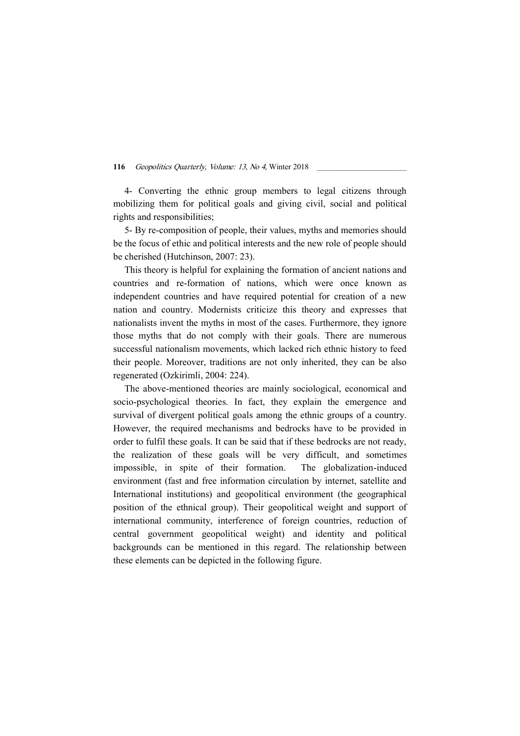4- Converting the ethnic group members to legal citizens through mobilizing them for political goals and giving civil, social and political rights and responsibilities;

5- By re-composition of people, their values, myths and memories should be the focus of ethic and political interests and the new role of people should be cherished (Hutchinson, 2007: 23).

This theory is helpful for explaining the formation of ancient nations and countries and re-formation of nations, which were once known as independent countries and have required potential for creation of a new nation and country. Modernists criticize this theory and expresses that nationalists invent the myths in most of the cases. Furthermore, they ignore those myths that do not comply with their goals. There are numerous successful nationalism movements, which lacked rich ethnic history to feed their people. Moreover, traditions are not only inherited, they can be also regenerated (Ozkirimli, 2004: 224).

The above-mentioned theories are mainly sociological, economical and socio-psychological theories. In fact, they explain the emergence and survival of divergent political goals among the ethnic groups of a country. However, the required mechanisms and bedrocks have to be provided in order to fulfil these goals. It can be said that if these bedrocks are not ready, the realization of these goals will be very difficult, and sometimes impossible, in spite of their formation. The globalization-induced environment (fast and free information circulation by internet, satellite and International institutions) and geopolitical environment (the geographical position of the ethnical group). Their geopolitical weight and support of international community, interference of foreign countries, reduction of central government geopolitical weight) and identity and political backgrounds can be mentioned in this regard. The relationship between these elements can be depicted in the following figure.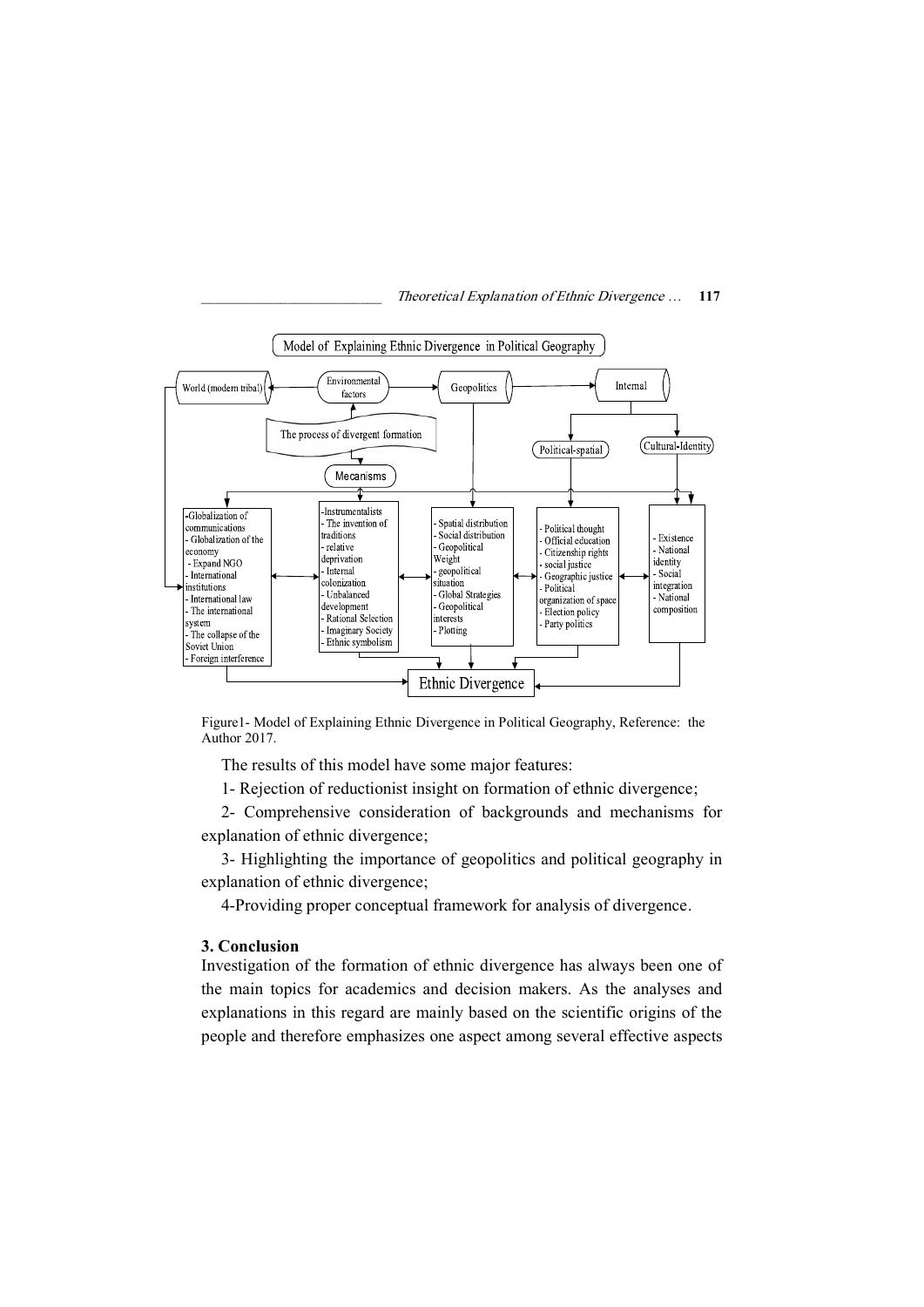**Model of Explaining Ethnic Divergence in Political Geography**

World (modern tribal) — Environmental factors — Geopolitics — Internal

The process of divergent formation

Mecanisms

Political-spatial

Cultural-Identity

- Globalization of communications
- Globalization of the economy
- Expand NGO
- International institutions
- International law
- The international system
- The collapse of the Soviet Union
- Foreign interference

- Instrumentalists
- The invention of traditions
- relative deprivation
- Internal colonization
- Unbalanced development
- Rational Selection
- Imaginary Society
- Ethnic symbolism

- Spatial distribution
- Social distribution
- Geopolitical Weight
- geopolitical situation
- Global Strategies
- Geopolitical interests
- Plotting

- Political thought
- Official education
- Citizenship rights
- social justice
- Geographic justice
- Political organization of space
- Election policy
- Party politics

- Existence
- National identity
- Social integration
- National composition

Ethnic Divergence

Figure1- Model of Explaining Ethnic Divergence in Political Geography, Reference: the Author 2017.

The results of this model have some major features:

1- Rejection of reductionist insight on formation of ethnic divergence;

2- Comprehensive consideration of backgrounds and mechanisms for explanation of ethnic divergence;

3- Highlighting the importance of geopolitics and political geography in explanation of ethnic divergence;

4-Providing proper conceptual framework for analysis of divergence.

### 3. Conclusion

Investigation of the formation of ethnic divergence has always been one of the main topics for academics and decision makers. As the analyses and explanations in this regard are mainly based on the scientific origins of the people and therefore emphasizes one aspect among several effective aspects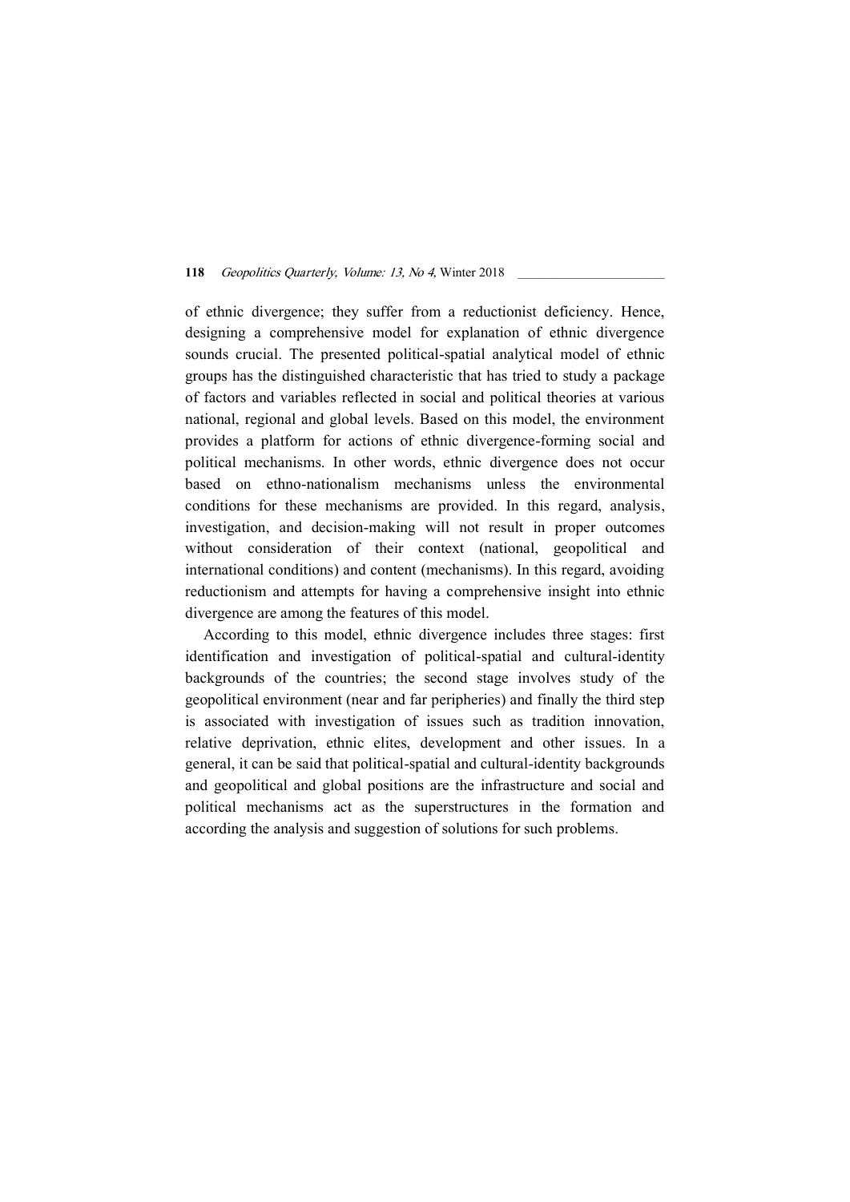of ethnic divergence; they suffer from a reductionist deficiency. Hence, designing a comprehensive model for explanation of ethnic divergence sounds crucial. The presented political-spatial analytical model of ethnic groups has the distinguished characteristic that has tried to study a package of factors and variables reflected in social and political theories at various national, regional and global levels. Based on this model, the environment provides a platform for actions of ethnic divergence-forming social and political mechanisms. In other words, ethnic divergence does not occur based on ethno-nationalism mechanisms unless the environmental conditions for these mechanisms are provided. In this regard, analysis, investigation, and decision-making will not result in proper outcomes without consideration of their context (national, geopolitical and international conditions) and content (mechanisms). In this regard, avoiding reductionism and attempts for having a comprehensive insight into ethnic divergence are among the features of this model.

According to this model, ethnic divergence includes three stages: first identification and investigation of political-spatial and cultural-identity backgrounds of the countries; the second stage involves study of the geopolitical environment (near and far peripheries) and finally the third step is associated with investigation of issues such as tradition innovation, relative deprivation, ethnic elites, development and other issues. In a general, it can be said that political-spatial and cultural-identity backgrounds and geopolitical and global positions are the infrastructure and social and political mechanisms act as the superstructures in the formation and according the analysis and suggestion of solutions for such problems.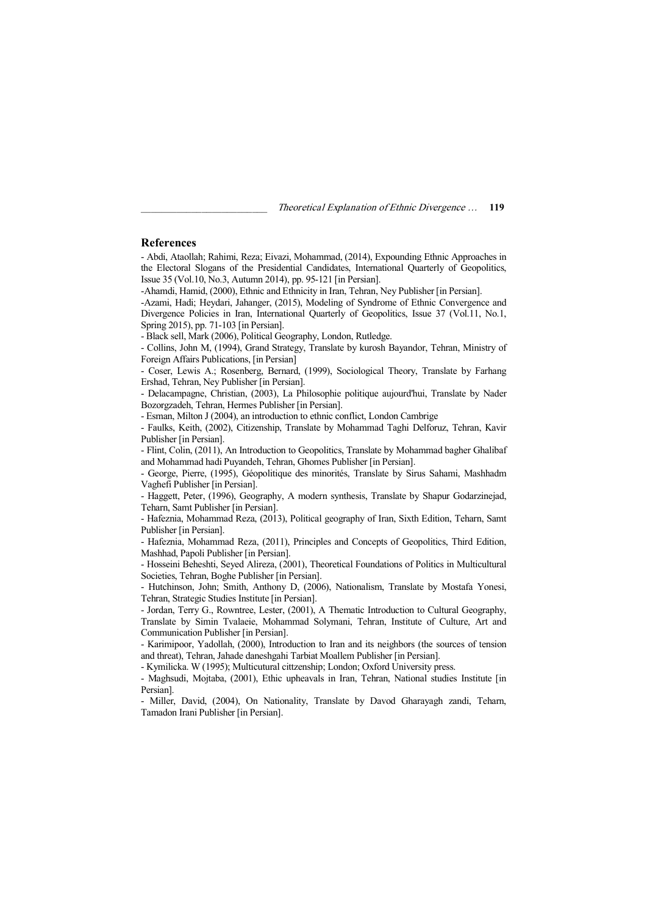## References

- Abdi, Ataollah; Rahimi, Reza; Eivazi, Mohammad, (2014), Expounding Ethnic Approaches in the Electoral Slogans of the Presidential Candidates, International Quarterly of Geopolitics, Issue 35 (Vol.10, No.3, Autumn 2014), pp. 95-121 [in Persian].

-Ahamdi, Hamid, (2000), Ethnic and Ethnicity in Iran, Tehran, Ney Publisher [in Persian].

-Azami, Hadi; Heydari, Jahanger, (2015), Modeling of Syndrome of Ethnic Convergence and Divergence Policies in Iran, International Quarterly of Geopolitics, Issue 37 (Vol.11, No.1, Spring 2015), pp. 71-103 [in Persian].

- Black sell, Mark (2006), Political Geography, London, Rutledge.

- Collins, John M, (1994), Grand Strategy, Translate by kurosh Bayandor, Tehran, Ministry of Foreign Affairs Publications, [in Persian]

- Coser, Lewis A.; Rosenberg, Bernard, (1999), Sociological Theory, Translate by Farhang Ershad, Tehran, Ney Publisher [in Persian].

- Delacampagne, Christian, (2003), La Philosophie politique aujourd'hui, Translate by Nader Bozorgzadeh, Tehran, Hermes Publisher [in Persian].

- Esman, Milton J (2004), an introduction to ethnic conflict, London Cambrige

- Faulks, Keith, (2002), Citizenship, Translate by Mohammad Taghi Delforuz, Tehran, Kavir Publisher [in Persian].

- Flint, Colin, (2011), An Introduction to Geopolitics, Translate by Mohammad bagher Ghalibaf and Mohammad hadi Puyandeh, Tehran, Ghomes Publisher [in Persian].

- George, Pierre, (1995), Géopolitique des minorités, Translate by Sirus Sahami, Mashhadm Vaghefi Publisher [in Persian].

- Haggett, Peter, (1996), Geography, A modern synthesis, Translate by Shapur Godarzinejad, Teharn, Samt Publisher [in Persian].

- Hafeznia, Mohammad Reza, (2013), Political geography of Iran, Sixth Edition, Teharn, Samt Publisher [in Persian].

- Hafeznia, Mohammad Reza, (2011), Principles and Concepts of Geopolitics, Third Edition, Mashhad, Papoli Publisher [in Persian].

- Hosseini Beheshti, Seyed Alireza, (2001), Theoretical Foundations of Politics in Multicultural Societies, Tehran, Boghe Publisher [in Persian].

- Hutchinson, John; Smith, Anthony D, (2006), Nationalism, Translate by Mostafa Yonesi, Tehran, Strategic Studies Institute [in Persian].

- Jordan, Terry G., Rowntree, Lester, (2001), A Thematic Introduction to Cultural Geography, Translate by Simin Tvalaeie, Mohammad Solymani, Tehran, Institute of Culture, Art and Communication Publisher [in Persian].

- Karimipoor, Yadollah, (2000), Introduction to Iran and its neighbors (the sources of tension and threat), Tehran, Jahade daneshgahi Tarbiat Moallem Publisher [in Persian].

- Kymilicka. W (1995); Multicutural cittzenship; London; Oxford University press.

- Maghsudi, Mojtaba, (2001), Ethic upheavals in Iran, Tehran, National studies Institute [in Persian].

- Miller, David, (2004), On Nationality, Translate by Davod Gharayagh zandi, Teharn, Tamadon Irani Publisher [in Persian].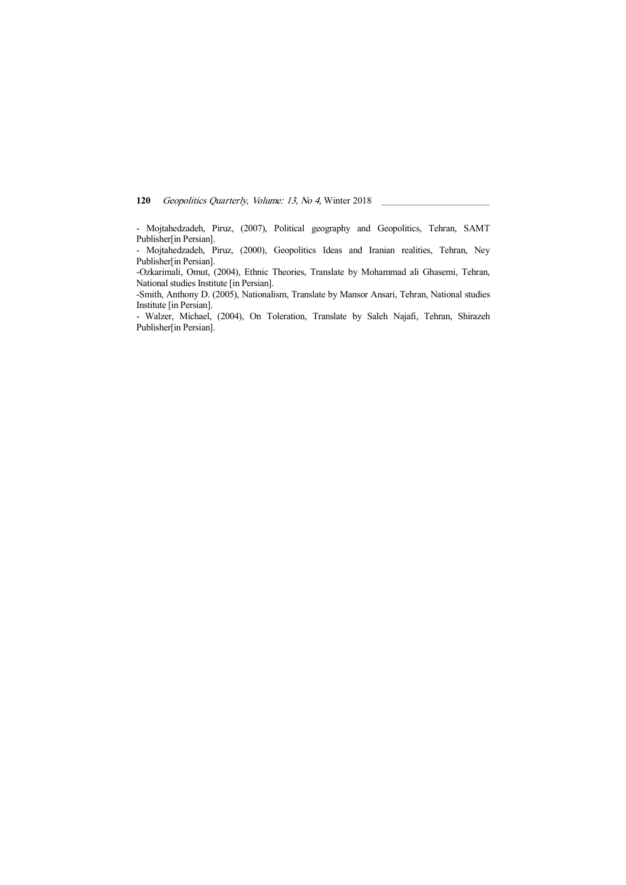- Mojtahedzadeh, Piruz, (2007), Political geography and Geopolitics, Tehran, SAMT Publisher[in Persian].

- Mojtahedzadeh, Piruz, (2000), Geopolitics Ideas and Iranian realities, Tehran, Ney Publisher[in Persian].

-Ozkarimali, Omut, (2004), Ethnic Theories, Translate by Mohammad ali Ghasemi, Tehran, National studies Institute [in Persian].

-Smith, Anthony D. (2005), Nationalism, Translate by Mansor Ansari, Tehran, National studies Institute [in Persian].

- Walzer, Michael, (2004), On Toleration, Translate by Saleh Najafi, Tehran, Shirazeh Publisher[in Persian].